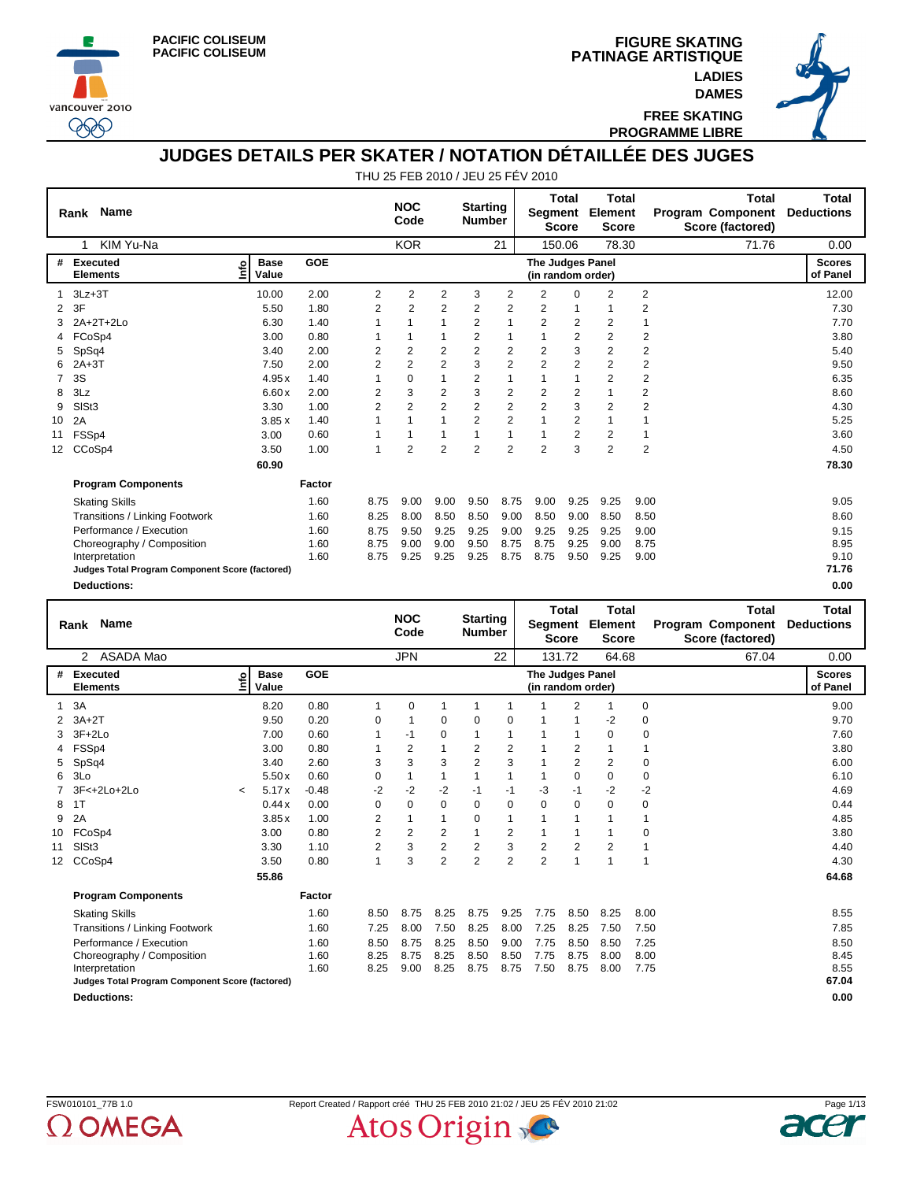PACIFIC COLISEUM
PACIFIC COLISEUM

**FIGURE SKATING**
**PATINAGE ARTISTIQUE**
**LADIES**
**DAMES**
**FREE SKATING**
**PROGRAMME LIBRE**

# JUDGES DETAILS PER SKATER / NOTATION DÉTAILLÉE DES JUGES

THU 25 FEB 2010 / JEU 25 FÉV 2010

| Rank | Name | NOC Code | Starting Number | Total Segment Score | Total Element Score | Total Program Component Score (factored) | Total Deductions |
|---|---|---|---|---|---|---|---|
| 1 | KIM Yu-Na | KOR | 21 | 150.06 | 78.30 | 71.76 | 0.00 |

| # | Executed Elements | Info | Base Value | GOE | J1 | J2 | J3 | J4 | J5 | J6 | J7 | J8 | J9 | Scores of Panel |
|---|---|---|---|---|---|---|---|---|---|---|---|---|---|---|
| 1 | 3Lz+3T | | 10.00 | 2.00 | 2 | 2 | 2 | 3 | 2 | 2 | 0 | 2 | 2 | 12.00 |
| 2 | 3F | | 5.50 | 1.80 | 2 | 2 | 2 | 2 | 2 | 2 | 1 | 1 | 2 | 7.30 |
| 3 | 2A+2T+2Lo | | 6.30 | 1.40 | 1 | 1 | 1 | 2 | 1 | 2 | 2 | 2 | 1 | 7.70 |
| 4 | FCoSp4 | | 3.00 | 0.80 | 1 | 1 | 1 | 2 | 1 | 1 | 2 | 2 | 2 | 3.80 |
| 5 | SpSq4 | | 3.40 | 2.00 | 2 | 2 | 2 | 2 | 2 | 2 | 3 | 2 | 2 | 5.40 |
| 6 | 2A+3T | | 7.50 | 2.00 | 2 | 2 | 2 | 3 | 2 | 2 | 2 | 2 | 2 | 9.50 |
| 7 | 3S | | 4.95 x | 1.40 | 1 | 0 | 1 | 2 | 1 | 1 | 1 | 2 | 2 | 6.35 |
| 8 | 3Lz | | 6.60 x | 2.00 | 2 | 3 | 2 | 3 | 2 | 2 | 2 | 1 | 2 | 8.60 |
| 9 | SlSt3 | | 3.30 | 1.00 | 2 | 2 | 2 | 2 | 2 | 2 | 3 | 2 | 2 | 4.30 |
| 10 | 2A | | 3.85 x | 1.40 | 1 | 1 | 1 | 2 | 2 | 1 | 2 | 1 | 1 | 5.25 |
| 11 | FSSp4 | | 3.00 | 0.60 | 1 | 1 | 1 | 1 | 1 | 1 | 2 | 2 | 1 | 3.60 |
| 12 | CCoSp4 | | 3.50 | 1.00 | 1 | 2 | 2 | 2 | 2 | 2 | 3 | 2 | 2 | 4.50 |
| | | | 60.90 | | | | | | | | | | | 78.30 |

| Program Components | Factor | J1 | J2 | J3 | J4 | J5 | J6 | J7 | J8 | J9 | Scores of Panel |
|---|---|---|---|---|---|---|---|---|---|---|---|
| Skating Skills | 1.60 | 8.75 | 9.00 | 9.00 | 9.50 | 8.75 | 9.00 | 9.25 | 9.25 | 9.00 | 9.05 |
| Transitions / Linking Footwork | 1.60 | 8.25 | 8.00 | 8.50 | 8.50 | 9.00 | 8.50 | 9.00 | 8.50 | 8.50 | 8.60 |
| Performance / Execution | 1.60 | 8.75 | 9.50 | 9.25 | 9.25 | 9.00 | 9.25 | 9.25 | 9.25 | 9.00 | 9.15 |
| Choreography / Composition | 1.60 | 8.75 | 9.00 | 9.00 | 9.50 | 8.75 | 8.75 | 9.25 | 9.00 | 8.75 | 8.95 |
| Interpretation | 1.60 | 8.75 | 9.25 | 9.25 | 9.25 | 8.75 | 8.75 | 9.50 | 9.25 | 9.00 | 9.10 |
| **Judges Total Program Component Score (factored)** | | | | | | | | | | | 71.76 |
| **Deductions:** | | | | | | | | | | | 0.00 |

| Rank | Name | NOC Code | Starting Number | Total Segment Score | Total Element Score | Total Program Component Score (factored) | Total Deductions |
|---|---|---|---|---|---|---|---|
| 2 | ASADA Mao | JPN | 22 | 131.72 | 64.68 | 67.04 | 0.00 |

| # | Executed Elements | Info | Base Value | GOE | J1 | J2 | J3 | J4 | J5 | J6 | J7 | J8 | J9 | Scores of Panel |
|---|---|---|---|---|---|---|---|---|---|---|---|---|---|---|
| 1 | 3A | | 8.20 | 0.80 | 1 | 0 | 1 | 1 | 1 | 1 | 2 | 1 | 0 | 9.00 |
| 2 | 3A+2T | | 9.50 | 0.20 | 0 | 1 | 0 | 0 | 0 | 1 | 1 | -2 | 0 | 9.70 |
| 3 | 3F+2Lo | | 7.00 | 0.60 | 1 | -1 | 0 | 1 | 1 | 1 | 1 | 0 | 0 | 7.60 |
| 4 | FSSp4 | | 3.00 | 0.80 | 1 | 2 | 1 | 2 | 2 | 1 | 2 | 1 | 1 | 3.80 |
| 5 | SpSq4 | | 3.40 | 2.60 | 3 | 3 | 3 | 2 | 3 | 1 | 2 | 2 | 0 | 6.00 |
| 6 | 3Lo | | 5.50 x | 0.60 | 0 | 1 | 1 | 1 | 1 | 1 | 0 | 0 | 0 | 6.10 |
| 7 | 3F<+2Lo+2Lo | < | 5.17 x | -0.48 | -2 | -2 | -2 | -1 | -1 | -3 | -1 | -2 | -2 | 4.69 |
| 8 | 1T | | 0.44 x | 0.00 | 0 | 0 | 0 | 0 | 0 | 0 | 0 | 0 | 0 | 0.44 |
| 9 | 2A | | 3.85 x | 1.00 | 2 | 1 | 1 | 0 | 1 | 1 | 1 | 1 | 1 | 4.85 |
| 10 | FCoSp4 | | 3.00 | 0.80 | 2 | 2 | 2 | 1 | 2 | 1 | 1 | 1 | 0 | 3.80 |
| 11 | SlSt3 | | 3.30 | 1.10 | 2 | 3 | 2 | 2 | 3 | 2 | 2 | 2 | 1 | 4.40 |
| 12 | CCoSp4 | | 3.50 | 0.80 | 1 | 3 | 2 | 2 | 2 | 2 | 1 | 1 | 1 | 4.30 |
| | | | 55.86 | | | | | | | | | | | 64.68 |

| Program Components | Factor | J1 | J2 | J3 | J4 | J5 | J6 | J7 | J8 | J9 | Scores of Panel |
|---|---|---|---|---|---|---|---|---|---|---|---|
| Skating Skills | 1.60 | 8.50 | 8.75 | 8.25 | 8.75 | 9.25 | 7.75 | 8.50 | 8.25 | 8.00 | 8.55 |
| Transitions / Linking Footwork | 1.60 | 7.25 | 8.00 | 7.50 | 8.25 | 8.00 | 7.25 | 8.25 | 7.50 | 7.50 | 7.85 |
| Performance / Execution | 1.60 | 8.50 | 8.75 | 8.25 | 8.50 | 9.00 | 7.75 | 8.50 | 8.50 | 7.25 | 8.50 |
| Choreography / Composition | 1.60 | 8.25 | 8.75 | 8.25 | 8.50 | 8.50 | 7.75 | 8.75 | 8.00 | 8.00 | 8.45 |
| Interpretation | 1.60 | 8.25 | 9.00 | 8.25 | 8.75 | 8.75 | 7.50 | 8.75 | 8.00 | 7.75 | 8.55 |
| **Judges Total Program Component Score (factored)** | | | | | | | | | | | 67.04 |
| **Deductions:** | | | | | | | | | | | 0.00 |

FSW010101_77B 1.0 Report Created / Rapport créé THU 25 FEB 2010 21:02 / JEU 25 FÉV 2010 21:02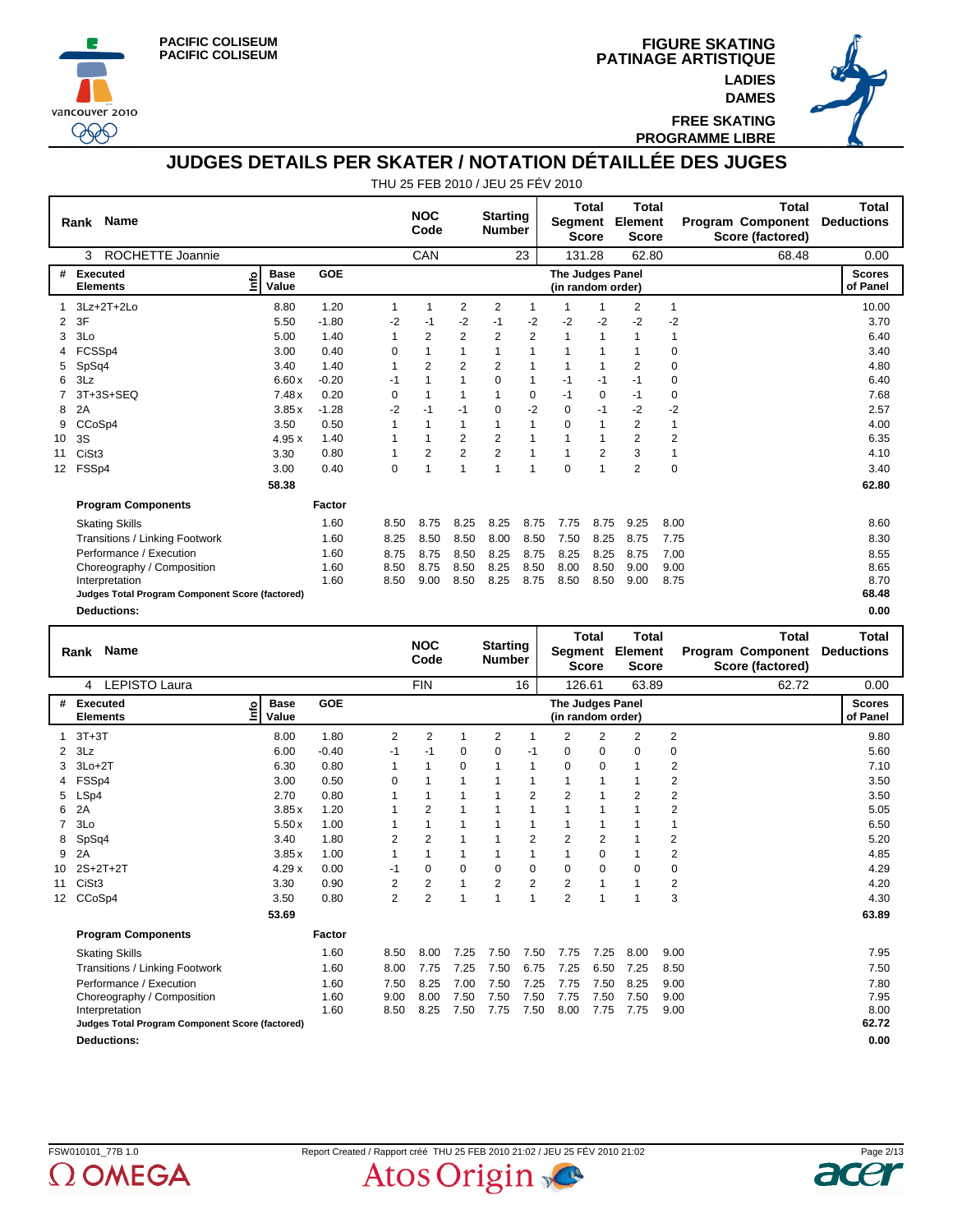PACIFIC COLISEUM
PACIFIC COLISEUM

FIGURE SKATING
PATINAGE ARTISTIQUE
LADIES
DAMES
FREE SKATING
PROGRAMME LIBRE

# JUDGES DETAILS PER SKATER / NOTATION DÉTAILLÉE DES JUGES

THU 25 FEB 2010 / JEU 25 FÉV 2010

| Rank | Name | NOC Code | Starting Number | Total Segment Score | Total Element Score | Total Program Component Score (factored) | Total Deductions |
|---|---|---|---|---|---|---|---|
| 3 | ROCHETTE Joannie | CAN | 23 | 131.28 | 62.80 | 68.48 | 0.00 |

| # | Executed Elements | Info | Base Value | GOE | J1 | J2 | J3 | J4 | J5 | J6 | J7 | J8 | J9 | Scores of Panel |
|---|---|---|---|---|---|---|---|---|---|---|---|---|---|---|
| 1 | 3Lz+2T+2Lo | | 8.80 | 1.20 | 1 | 1 | 2 | 2 | 1 | 1 | 1 | 2 | 1 | 10.00 |
| 2 | 3F | | 5.50 | -1.80 | -2 | -1 | -2 | -1 | -2 | -2 | -2 | -2 | -2 | 3.70 |
| 3 | 3Lo | | 5.00 | 1.40 | 1 | 2 | 2 | 2 | 2 | 1 | 1 | 1 | 1 | 6.40 |
| 4 | FCSSp4 | | 3.00 | 0.40 | 0 | 1 | 1 | 1 | 1 | 1 | 1 | 1 | 0 | 3.40 |
| 5 | SpSq4 | | 3.40 | 1.40 | 1 | 2 | 2 | 2 | 1 | 1 | 1 | 2 | 0 | 4.80 |
| 6 | 3Lz | | 6.60 x | -0.20 | -1 | 1 | 1 | 0 | 1 | -1 | -1 | -1 | 0 | 6.40 |
| 7 | 3T+3S+SEQ | | 7.48 x | 0.20 | 0 | 1 | 1 | 1 | 0 | -1 | 0 | -1 | 0 | 7.68 |
| 8 | 2A | | 3.85 x | -1.28 | -2 | -1 | -1 | 0 | -2 | 0 | -1 | -2 | -2 | 2.57 |
| 9 | CCoSp4 | | 3.50 | 0.50 | 1 | 1 | 1 | 1 | 1 | 0 | 1 | 2 | 1 | 4.00 |
| 10 | 3S | | 4.95 x | 1.40 | 1 | 1 | 2 | 2 | 1 | 1 | 1 | 2 | 2 | 6.35 |
| 11 | CiSt3 | | 3.30 | 0.80 | 1 | 2 | 2 | 2 | 1 | 1 | 2 | 3 | 1 | 4.10 |
| 12 | FSSp4 | | 3.00 | 0.40 | 0 | 1 | 1 | 1 | 1 | 0 | 1 | 2 | 0 | 3.40 |
| | | | 58.38 | | | | | | | | | | | 62.80 |

| Program Components | Factor | J1 | J2 | J3 | J4 | J5 | J6 | J7 | J8 | J9 | Scores of Panel |
|---|---|---|---|---|---|---|---|---|---|---|---|
| Skating Skills | 1.60 | 8.50 | 8.75 | 8.25 | 8.25 | 8.75 | 7.75 | 8.75 | 9.25 | 8.00 | 8.60 |
| Transitions / Linking Footwork | 1.60 | 8.25 | 8.50 | 8.50 | 8.00 | 8.50 | 7.50 | 8.25 | 8.75 | 7.75 | 8.30 |
| Performance / Execution | 1.60 | 8.75 | 8.75 | 8.50 | 8.25 | 8.75 | 8.25 | 8.25 | 8.75 | 7.00 | 8.55 |
| Choreography / Composition | 1.60 | 8.50 | 8.75 | 8.50 | 8.25 | 8.50 | 8.00 | 8.50 | 9.00 | 9.00 | 8.65 |
| Interpretation | 1.60 | 8.50 | 9.00 | 8.50 | 8.25 | 8.75 | 8.50 | 8.50 | 9.00 | 8.75 | 8.70 |
| **Judges Total Program Component Score (factored)** | | | | | | | | | | | 68.48 |
| **Deductions:** | | | | | | | | | | | 0.00 |

| Rank | Name | NOC Code | Starting Number | Total Segment Score | Total Element Score | Total Program Component Score (factored) | Total Deductions |
|---|---|---|---|---|---|---|---|
| 4 | LEPISTO Laura | FIN | 16 | 126.61 | 63.89 | 62.72 | 0.00 |

| # | Executed Elements | Info | Base Value | GOE | J1 | J2 | J3 | J4 | J5 | J6 | J7 | J8 | J9 | Scores of Panel |
|---|---|---|---|---|---|---|---|---|---|---|---|---|---|---|
| 1 | 3T+3T | | 8.00 | 1.80 | 2 | 2 | 1 | 2 | 1 | 2 | 2 | 2 | 2 | 9.80 |
| 2 | 3Lz | | 6.00 | -0.40 | -1 | -1 | 0 | 0 | -1 | 0 | 0 | 0 | 0 | 5.60 |
| 3 | 3Lo+2T | | 6.30 | 0.80 | 1 | 1 | 0 | 1 | 1 | 0 | 0 | 1 | 2 | 7.10 |
| 4 | FSSp4 | | 3.00 | 0.50 | 0 | 1 | 1 | 1 | 1 | 1 | 1 | 1 | 2 | 3.50 |
| 5 | LSp4 | | 2.70 | 0.80 | 1 | 1 | 1 | 1 | 2 | 2 | 1 | 2 | 2 | 3.50 |
| 6 | 2A | | 3.85 x | 1.20 | 1 | 2 | 1 | 1 | 1 | 1 | 1 | 1 | 2 | 5.05 |
| 7 | 3Lo | | 5.50 x | 1.00 | 1 | 1 | 1 | 1 | 1 | 1 | 1 | 1 | 1 | 6.50 |
| 8 | SpSq4 | | 3.40 | 1.80 | 2 | 2 | 1 | 1 | 2 | 2 | 2 | 1 | 2 | 5.20 |
| 9 | 2A | | 3.85 x | 1.00 | 1 | 1 | 1 | 1 | 1 | 1 | 0 | 1 | 2 | 4.85 |
| 10 | 2S+2T+2T | | 4.29 x | 0.00 | -1 | 0 | 0 | 0 | 0 | 0 | 0 | 0 | 0 | 4.29 |
| 11 | CiSt3 | | 3.30 | 0.90 | 2 | 2 | 1 | 2 | 2 | 2 | 1 | 1 | 2 | 4.20 |
| 12 | CCoSp4 | | 3.50 | 0.80 | 2 | 2 | 1 | 1 | 1 | 2 | 1 | 1 | 3 | 4.30 |
| | | | 53.69 | | | | | | | | | | | 63.89 |

| Program Components | Factor | J1 | J2 | J3 | J4 | J5 | J6 | J7 | J8 | J9 | Scores of Panel |
|---|---|---|---|---|---|---|---|---|---|---|---|
| Skating Skills | 1.60 | 8.50 | 8.00 | 7.25 | 7.50 | 7.50 | 7.75 | 7.25 | 8.00 | 9.00 | 7.95 |
| Transitions / Linking Footwork | 1.60 | 8.00 | 7.75 | 7.25 | 7.50 | 6.75 | 7.25 | 6.50 | 7.25 | 8.50 | 7.50 |
| Performance / Execution | 1.60 | 7.50 | 8.25 | 7.00 | 7.50 | 7.25 | 7.75 | 7.50 | 8.25 | 9.00 | 7.80 |
| Choreography / Composition | 1.60 | 9.00 | 8.00 | 7.50 | 7.50 | 7.50 | 7.75 | 7.50 | 7.50 | 9.00 | 7.95 |
| Interpretation | 1.60 | 8.50 | 8.25 | 7.50 | 7.75 | 7.50 | 8.00 | 7.75 | 7.75 | 9.00 | 8.00 |
| **Judges Total Program Component Score (factored)** | | | | | | | | | | | 62.72 |
| **Deductions:** | | | | | | | | | | | 0.00 |

FSW010101_77B 1.0 Report Created / Rapport créé THU 25 FEB 2010 21:02 / JEU 25 FÉV 2010 21:02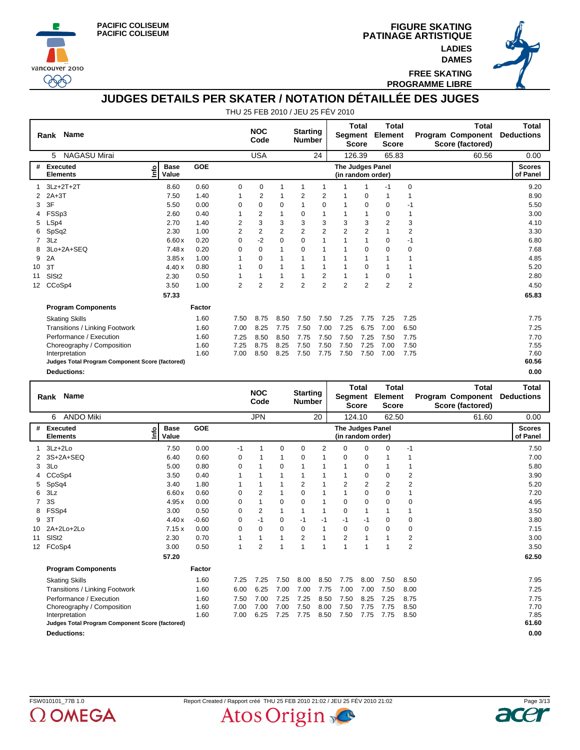PACIFIC COLISEUM
PACIFIC COLISEUM

FIGURE SKATING
PATINAGE ARTISTIQUE
LADIES
DAMES
FREE SKATING
PROGRAMME LIBRE

# JUDGES DETAILS PER SKATER / NOTATION DÉTAILLÉE DES JUGES

THU 25 FEB 2010 / JEU 25 FÉV 2010

| Rank | Name | NOC Code | Starting Number | Total Segment Score | Total Element Score | Total Program Component Score (factored) | Total Deductions |
|---|---|---|---|---|---|---|---|
| 5 | NAGASU Mirai | USA | 24 | 126.39 | 65.83 | 60.56 | 0.00 |

| # | Executed Elements | Info | Base Value | GOE | J1 | J2 | J3 | J4 | J5 | J6 | J7 | J8 | J9 | Scores of Panel |
|---|---|---|---|---|---|---|---|---|---|---|---|---|---|---|
| 1 | 3Lz+2T+2T | | 8.60 | 0.60 | 0 | 0 | 1 | 1 | 1 | 1 | 1 | -1 | 0 | 9.20 |
| 2 | 2A+3T | | 7.50 | 1.40 | 1 | 2 | 1 | 2 | 2 | 1 | 0 | 1 | 1 | 8.90 |
| 3 | 3F | | 5.50 | 0.00 | 0 | 0 | 0 | 1 | 0 | 1 | 0 | 0 | -1 | 5.50 |
| 4 | FSSp3 | | 2.60 | 0.40 | 1 | 2 | 1 | 0 | 1 | 1 | 1 | 0 | 1 | 3.00 |
| 5 | LSp4 | | 2.70 | 1.40 | 2 | 3 | 3 | 3 | 3 | 3 | 3 | 2 | 3 | 4.10 |
| 6 | SpSq2 | | 2.30 | 1.00 | 2 | 2 | 2 | 2 | 2 | 2 | 2 | 1 | 2 | 3.30 |
| 7 | 3Lz | | 6.60 x | 0.20 | 0 | -2 | 0 | 0 | 1 | 1 | 1 | 0 | -1 | 6.80 |
| 8 | 3Lo+2A+SEQ | | 7.48 x | 0.20 | 0 | 0 | 1 | 0 | 1 | 1 | 0 | 0 | 0 | 7.68 |
| 9 | 2A | | 3.85 x | 1.00 | 1 | 0 | 1 | 1 | 1 | 1 | 1 | 1 | 1 | 4.85 |
| 10 | 3T | | 4.40 x | 0.80 | 1 | 0 | 1 | 1 | 1 | 1 | 0 | 1 | 1 | 5.20 |
| 11 | SlSt2 | | 2.30 | 0.50 | 1 | 1 | 1 | 1 | 2 | 1 | 1 | 0 | 1 | 2.80 |
| 12 | CCoSp4 | | 3.50 | 1.00 | 2 | 2 | 2 | 2 | 2 | 2 | 2 | 2 | 2 | 4.50 |
| | | | 57.33 | | | | | | | | | | | 65.83 |

| Program Components | Factor | J1 | J2 | J3 | J4 | J5 | J6 | J7 | J8 | J9 | Scores of Panel |
|---|---|---|---|---|---|---|---|---|---|---|---|
| Skating Skills | 1.60 | 7.50 | 8.75 | 8.50 | 7.50 | 7.50 | 7.25 | 7.75 | 7.25 | 7.25 | 7.75 |
| Transitions / Linking Footwork | 1.60 | 7.00 | 8.25 | 7.75 | 7.50 | 7.00 | 7.25 | 6.75 | 7.00 | 6.50 | 7.25 |
| Performance / Execution | 1.60 | 7.25 | 8.50 | 8.50 | 7.75 | 7.50 | 7.50 | 7.25 | 7.50 | 7.75 | 7.70 |
| Choreography / Composition | 1.60 | 7.25 | 8.75 | 8.25 | 7.50 | 7.50 | 7.50 | 7.25 | 7.00 | 7.50 | 7.55 |
| Interpretation | 1.60 | 7.00 | 8.50 | 8.25 | 7.50 | 7.75 | 7.50 | 7.50 | 7.00 | 7.75 | 7.60 |
| **Judges Total Program Component Score (factored)** | | | | | | | | | | | 60.56 |
| **Deductions:** | | | | | | | | | | | 0.00 |

| Rank | Name | NOC Code | Starting Number | Total Segment Score | Total Element Score | Total Program Component Score (factored) | Total Deductions |
|---|---|---|---|---|---|---|---|
| 6 | ANDO Miki | JPN | 20 | 124.10 | 62.50 | 61.60 | 0.00 |

| # | Executed Elements | Info | Base Value | GOE | J1 | J2 | J3 | J4 | J5 | J6 | J7 | J8 | J9 | Scores of Panel |
|---|---|---|---|---|---|---|---|---|---|---|---|---|---|---|
| 1 | 3Lz+2Lo | | 7.50 | 0.00 | -1 | 1 | 0 | 0 | 2 | 0 | 0 | 0 | -1 | 7.50 |
| 2 | 3S+2A+SEQ | | 6.40 | 0.60 | 0 | 1 | 1 | 0 | 1 | 0 | 0 | 1 | 1 | 7.00 |
| 3 | 3Lo | | 5.00 | 0.80 | 0 | 1 | 0 | 1 | 1 | 1 | 0 | 1 | 1 | 5.80 |
| 4 | CCoSp4 | | 3.50 | 0.40 | 1 | 1 | 1 | 1 | 1 | 1 | 0 | 0 | 2 | 3.90 |
| 5 | SpSq4 | | 3.40 | 1.80 | 1 | 1 | 1 | 2 | 1 | 2 | 2 | 2 | 2 | 5.20 |
| 6 | 3Lz | | 6.60 x | 0.60 | 0 | 2 | 1 | 0 | 1 | 1 | 0 | 0 | 1 | 7.20 |
| 7 | 3S | | 4.95 x | 0.00 | 0 | 1 | 0 | 0 | 1 | 0 | 0 | 0 | 0 | 4.95 |
| 8 | FSSp4 | | 3.00 | 0.50 | 0 | 2 | 1 | 1 | 1 | 0 | 1 | 1 | 1 | 3.50 |
| 9 | 3T | | 4.40 x | -0.60 | 0 | -1 | 0 | -1 | -1 | -1 | -1 | 0 | 0 | 3.80 |
| 10 | 2A+2Lo+2Lo | | 7.15 x | 0.00 | 0 | 0 | 0 | 0 | 1 | 0 | 0 | 0 | 0 | 7.15 |
| 11 | SlSt2 | | 2.30 | 0.70 | 1 | 1 | 1 | 2 | 1 | 2 | 1 | 1 | 2 | 3.00 |
| 12 | FCoSp4 | | 3.00 | 0.50 | 1 | 2 | 1 | 1 | 1 | 1 | 1 | 1 | 2 | 3.50 |
| | | | 57.20 | | | | | | | | | | | 62.50 |

| Program Components | Factor | J1 | J2 | J3 | J4 | J5 | J6 | J7 | J8 | J9 | Scores of Panel |
|---|---|---|---|---|---|---|---|---|---|---|---|
| Skating Skills | 1.60 | 7.25 | 7.25 | 7.50 | 8.00 | 8.50 | 7.75 | 8.00 | 7.50 | 8.50 | 7.95 |
| Transitions / Linking Footwork | 1.60 | 6.00 | 6.25 | 7.00 | 7.00 | 7.75 | 7.00 | 7.00 | 7.50 | 8.00 | 7.25 |
| Performance / Execution | 1.60 | 7.50 | 7.00 | 7.25 | 7.25 | 8.50 | 7.50 | 8.25 | 7.25 | 8.75 | 7.75 |
| Choreography / Composition | 1.60 | 7.00 | 7.00 | 7.00 | 7.50 | 8.00 | 7.50 | 7.75 | 7.75 | 8.50 | 7.70 |
| Interpretation | 1.60 | 7.00 | 6.25 | 7.25 | 7.75 | 8.50 | 7.50 | 7.75 | 7.75 | 8.50 | 7.85 |
| **Judges Total Program Component Score (factored)** | | | | | | | | | | | 61.60 |
| **Deductions:** | | | | | | | | | | | 0.00 |

FSW010101_77B 1.0 Report Created / Rapport créé THU 25 FEB 2010 21:02 / JEU 25 FÉV 2010 21:02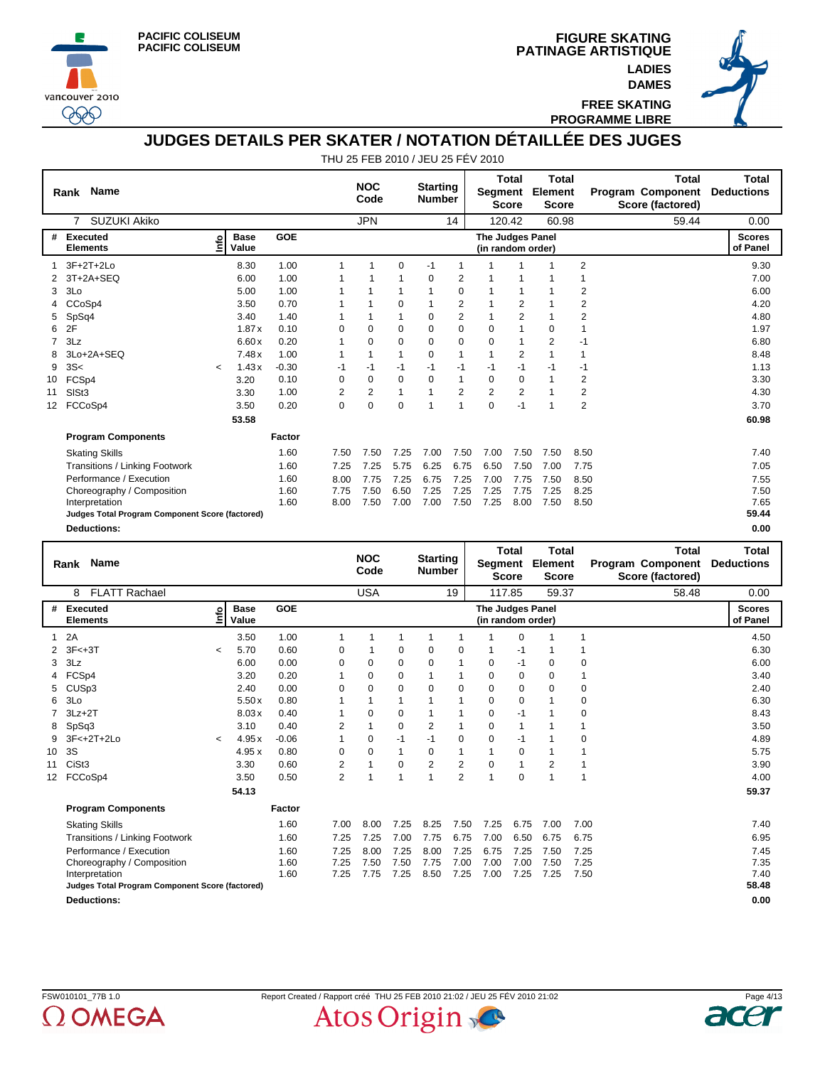PACIFIC COLISEUM
PACIFIC COLISEUM

FIGURE SKATING
PATINAGE ARTISTIQUE
LADIES
DAMES
FREE SKATING
PROGRAMME LIBRE

# JUDGES DETAILS PER SKATER / NOTATION DÉTAILLÉE DES JUGES

THU 25 FEB 2010 / JEU 25 FÉV 2010

| Rank | Name | NOC Code | Starting Number | Total Segment Score | Total Element Score | Total Program Component Score (factored) | Total Deductions |
|---|---|---|---|---|---|---|---|
| 7 | SUZUKI Akiko | JPN | 14 | 120.42 | 60.98 | 59.44 | 0.00 |

| # | Executed Elements | Info | Base Value | GOE | J1 | J2 | J3 | J4 | J5 | J6 | J7 | J8 | J9 | Scores of Panel |
|---|---|---|---|---|---|---|---|---|---|---|---|---|---|---|
| 1 | 3F+2T+2Lo | | 8.30 | 1.00 | 1 | 1 | 0 | -1 | 1 | 1 | 1 | 1 | 2 | 9.30 |
| 2 | 3T+2A+SEQ | | 6.00 | 1.00 | 1 | 1 | 1 | 0 | 2 | 1 | 1 | 1 | 1 | 7.00 |
| 3 | 3Lo | | 5.00 | 1.00 | 1 | 1 | 1 | 1 | 0 | 1 | 1 | 1 | 2 | 6.00 |
| 4 | CCoSp4 | | 3.50 | 0.70 | 1 | 1 | 0 | 1 | 2 | 1 | 2 | 1 | 2 | 4.20 |
| 5 | SpSq4 | | 3.40 | 1.40 | 1 | 1 | 1 | 0 | 2 | 1 | 2 | 1 | 2 | 4.80 |
| 6 | 2F | | 1.87 x | 0.10 | 0 | 0 | 0 | 0 | 0 | 0 | 1 | 0 | 1 | 1.97 |
| 7 | 3Lz | | 6.60 x | 0.20 | 1 | 0 | 0 | 0 | 0 | 0 | 1 | 2 | -1 | 6.80 |
| 8 | 3Lo+2A+SEQ | | 7.48 x | 1.00 | 1 | 1 | 1 | 0 | 1 | 1 | 2 | 1 | 1 | 8.48 |
| 9 | 3S< | < | 1.43 x | -0.30 | -1 | -1 | -1 | -1 | -1 | -1 | -1 | -1 | -1 | 1.13 |
| 10 | FCSp4 | | 3.20 | 0.10 | 0 | 0 | 0 | 0 | 1 | 0 | 0 | 1 | 2 | 3.30 |
| 11 | SlSt3 | | 3.30 | 1.00 | 2 | 2 | 1 | 1 | 2 | 2 | 2 | 1 | 2 | 4.30 |
| 12 | FCCoSp4 | | 3.50 | 0.20 | 0 | 0 | 0 | 1 | 1 | 0 | -1 | 1 | 2 | 3.70 |
| | | | 53.58 | | | | | | | | | | | 60.98 |

| Program Components | Factor | J1 | J2 | J3 | J4 | J5 | J6 | J7 | J8 | J9 | Score |
|---|---|---|---|---|---|---|---|---|---|---|---|
| Skating Skills | 1.60 | 7.50 | 7.50 | 7.25 | 7.00 | 7.50 | 7.00 | 7.50 | 7.50 | 8.50 | 7.40 |
| Transitions / Linking Footwork | 1.60 | 7.25 | 7.25 | 5.75 | 6.25 | 6.75 | 6.50 | 7.50 | 7.00 | 7.75 | 7.05 |
| Performance / Execution | 1.60 | 8.00 | 7.75 | 7.25 | 6.75 | 7.25 | 7.00 | 7.75 | 7.50 | 8.50 | 7.55 |
| Choreography / Composition | 1.60 | 7.75 | 7.50 | 6.50 | 7.25 | 7.25 | 7.25 | 7.75 | 7.25 | 8.25 | 7.50 |
| Interpretation | 1.60 | 8.00 | 7.50 | 7.00 | 7.00 | 7.50 | 7.25 | 8.00 | 7.50 | 8.50 | 7.65 |
| **Judges Total Program Component Score (factored)** | | | | | | | | | | | 59.44 |
| **Deductions:** | | | | | | | | | | | 0.00 |

| Rank | Name | NOC Code | Starting Number | Total Segment Score | Total Element Score | Total Program Component Score (factored) | Total Deductions |
|---|---|---|---|---|---|---|---|
| 8 | FLATT Rachael | USA | 19 | 117.85 | 59.37 | 58.48 | 0.00 |

| # | Executed Elements | Info | Base Value | GOE | J1 | J2 | J3 | J4 | J5 | J6 | J7 | J8 | J9 | Scores of Panel |
|---|---|---|---|---|---|---|---|---|---|---|---|---|---|---|
| 1 | 2A | | 3.50 | 1.00 | 1 | 1 | 1 | 1 | 1 | 1 | 0 | 1 | 1 | 4.50 |
| 2 | 3F<+3T | < | 5.70 | 0.60 | 0 | 1 | 0 | 0 | 0 | 1 | -1 | 1 | 1 | 6.30 |
| 3 | 3Lz | | 6.00 | 0.00 | 0 | 0 | 0 | 0 | 1 | 0 | -1 | 0 | 0 | 6.00 |
| 4 | FCSp4 | | 3.20 | 0.20 | 1 | 0 | 0 | 1 | 1 | 0 | 0 | 0 | 1 | 3.40 |
| 5 | CUSp3 | | 2.40 | 0.00 | 0 | 0 | 0 | 0 | 0 | 0 | 0 | 0 | 0 | 2.40 |
| 6 | 3Lo | | 5.50 x | 0.80 | 1 | 1 | 1 | 1 | 1 | 0 | 0 | 1 | 0 | 6.30 |
| 7 | 3Lz+2T | | 8.03 x | 0.40 | 1 | 0 | 0 | 1 | 1 | 0 | -1 | 1 | 0 | 8.43 |
| 8 | SpSq3 | | 3.10 | 0.40 | 2 | 1 | 0 | 2 | 1 | 0 | 1 | 1 | 1 | 3.50 |
| 9 | 3F<+2T+2Lo | < | 4.95 x | -0.06 | 1 | 0 | -1 | -1 | 0 | 0 | -1 | 1 | 0 | 4.89 |
| 10 | 3S | | 4.95 x | 0.80 | 0 | 0 | 1 | 0 | 1 | 1 | 0 | 1 | 1 | 5.75 |
| 11 | CiSt3 | | 3.30 | 0.60 | 2 | 1 | 0 | 2 | 2 | 0 | 1 | 2 | 1 | 3.90 |
| 12 | FCCoSp4 | | 3.50 | 0.50 | 2 | 1 | 1 | 1 | 2 | 1 | 0 | 1 | 1 | 4.00 |
| | | | 54.13 | | | | | | | | | | | 59.37 |

| Program Components | Factor | J1 | J2 | J3 | J4 | J5 | J6 | J7 | J8 | J9 | Score |
|---|---|---|---|---|---|---|---|---|---|---|---|
| Skating Skills | 1.60 | 7.00 | 8.00 | 7.25 | 8.25 | 7.50 | 7.25 | 6.75 | 7.00 | 7.00 | 7.40 |
| Transitions / Linking Footwork | 1.60 | 7.25 | 7.25 | 7.00 | 7.75 | 6.75 | 7.00 | 6.50 | 6.75 | 6.75 | 6.95 |
| Performance / Execution | 1.60 | 7.25 | 8.00 | 7.25 | 8.00 | 7.25 | 6.75 | 7.25 | 7.50 | 7.25 | 7.45 |
| Choreography / Composition | 1.60 | 7.25 | 7.50 | 7.50 | 7.75 | 7.00 | 7.00 | 7.00 | 7.50 | 7.25 | 7.35 |
| Interpretation | 1.60 | 7.25 | 7.75 | 7.25 | 8.50 | 7.25 | 7.00 | 7.25 | 7.25 | 7.50 | 7.40 |
| **Judges Total Program Component Score (factored)** | | | | | | | | | | | 58.48 |
| **Deductions:** | | | | | | | | | | | 0.00 |

FSW010101_77B 1.0 Report Created / Rapport créé THU 25 FEB 2010 21:02 / JEU 25 FÉV 2010 21:02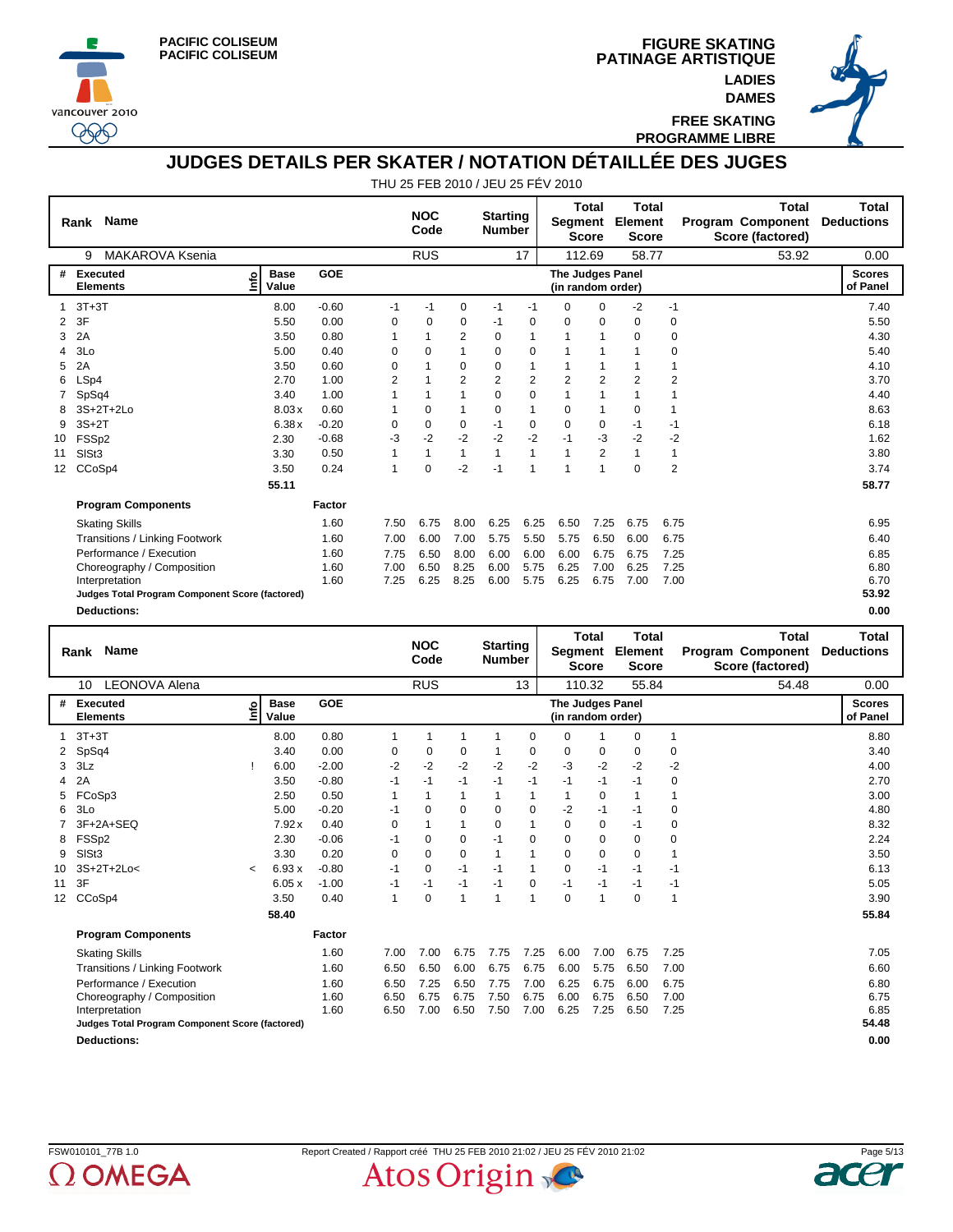PACIFIC COLISEUM
PACIFIC COLISEUM

FIGURE SKATING
PATINAGE ARTISTIQUE
LADIES
DAMES
FREE SKATING
PROGRAMME LIBRE

# JUDGES DETAILS PER SKATER / NOTATION DÉTAILLÉE DES JUGES

THU 25 FEB 2010 / JEU 25 FÉV 2010

| Rank | Name | NOC Code | Starting Number | Total Segment Score | Total Element Score | Total Program Component Score (factored) | Total Deductions |
|---|---|---|---|---|---|---|---|
| 9 | MAKAROVA Ksenia | RUS | 17 | 112.69 | 58.77 | 53.92 | 0.00 |

| # | Executed Elements | Info | Base Value | GOE | J1 | J2 | J3 | J4 | J5 | J6 | J7 | J8 | J9 | Scores of Panel |
|---|---|---|---|---|---|---|---|---|---|---|---|---|---|---|
| | | | | | The Judges Panel (in random order) | | | | | | | | | |
| 1 | 3T+3T | | 8.00 | -0.60 | -1 | -1 | 0 | -1 | -1 | 0 | 0 | -2 | -1 | 7.40 |
| 2 | 3F | | 5.50 | 0.00 | 0 | 0 | 0 | -1 | 0 | 0 | 0 | 0 | 0 | 5.50 |
| 3 | 2A | | 3.50 | 0.80 | 1 | 1 | 2 | 0 | 1 | 1 | 1 | 0 | 0 | 4.30 |
| 4 | 3Lo | | 5.00 | 0.40 | 0 | 0 | 1 | 0 | 0 | 1 | 1 | 1 | 0 | 5.40 |
| 5 | 2A | | 3.50 | 0.60 | 0 | 1 | 0 | 0 | 1 | 1 | 1 | 1 | 1 | 4.10 |
| 6 | LSp4 | | 2.70 | 1.00 | 2 | 1 | 2 | 2 | 2 | 2 | 2 | 2 | 2 | 3.70 |
| 7 | SpSq4 | | 3.40 | 1.00 | 1 | 1 | 1 | 0 | 0 | 1 | 1 | 1 | 1 | 4.40 |
| 8 | 3S+2T+2Lo | | 8.03 x | 0.60 | 1 | 0 | 1 | 0 | 1 | 0 | 1 | 0 | 1 | 8.63 |
| 9 | 3S+2T | | 6.38 x | -0.20 | 0 | 0 | 0 | -1 | 0 | 0 | 0 | -1 | -1 | 6.18 |
| 10 | FSSp2 | | 2.30 | -0.68 | -3 | -2 | -2 | -2 | -2 | -1 | -3 | -2 | -2 | 1.62 |
| 11 | SlSt3 | | 3.30 | 0.50 | 1 | 1 | 1 | 1 | 1 | 1 | 2 | 1 | 1 | 3.80 |
| 12 | CCoSp4 | | 3.50 | 0.24 | 1 | 0 | -2 | -1 | 1 | 1 | 1 | 0 | 2 | 3.74 |
| | | | 55.11 | | | | | | | | | | | 58.77 |

| Program Components | Factor | J1 | J2 | J3 | J4 | J5 | J6 | J7 | J8 | J9 | Scores of Panel |
|---|---|---|---|---|---|---|---|---|---|---|---|
| Skating Skills | 1.60 | 7.50 | 6.75 | 8.00 | 6.25 | 6.25 | 6.50 | 7.25 | 6.75 | 6.75 | 6.95 |
| Transitions / Linking Footwork | 1.60 | 7.00 | 6.00 | 7.00 | 5.75 | 5.50 | 5.75 | 6.50 | 6.00 | 6.75 | 6.40 |
| Performance / Execution | 1.60 | 7.75 | 6.50 | 8.00 | 6.00 | 6.00 | 6.00 | 6.75 | 6.75 | 7.25 | 6.85 |
| Choreography / Composition | 1.60 | 7.00 | 6.50 | 8.25 | 6.00 | 5.75 | 6.25 | 7.00 | 6.25 | 7.25 | 6.80 |
| Interpretation | 1.60 | 7.25 | 6.25 | 8.25 | 6.00 | 5.75 | 6.25 | 6.75 | 7.00 | 7.00 | 6.70 |
| **Judges Total Program Component Score (factored)** | | | | | | | | | | | **53.92** |
| **Deductions:** | | | | | | | | | | | **0.00** |

| Rank | Name | NOC Code | Starting Number | Total Segment Score | Total Element Score | Total Program Component Score (factored) | Total Deductions |
|---|---|---|---|---|---|---|---|
| 10 | LEONOVA Alena | RUS | 13 | 110.32 | 55.84 | 54.48 | 0.00 |

| # | Executed Elements | Info | Base Value | GOE | J1 | J2 | J3 | J4 | J5 | J6 | J7 | J8 | J9 | Scores of Panel |
|---|---|---|---|---|---|---|---|---|---|---|---|---|---|---|
| | | | | | The Judges Panel (in random order) | | | | | | | | | |
| 1 | 3T+3T | | 8.00 | 0.80 | 1 | 1 | 1 | 1 | 0 | 0 | 1 | 0 | 1 | 8.80 |
| 2 | SpSq4 | | 3.40 | 0.00 | 0 | 0 | 0 | 1 | 0 | 0 | 0 | 0 | 0 | 3.40 |
| 3 | 3Lz | ! | 6.00 | -2.00 | -2 | -2 | -2 | -2 | -2 | -3 | -2 | -2 | -2 | 4.00 |
| 4 | 2A | | 3.50 | -0.80 | -1 | -1 | -1 | -1 | -1 | -1 | -1 | -1 | 0 | 2.70 |
| 5 | FCoSp3 | | 2.50 | 0.50 | 1 | 1 | 1 | 1 | 1 | 1 | 0 | 1 | 1 | 3.00 |
| 6 | 3Lo | | 5.00 | -0.20 | -1 | 0 | 0 | 0 | 0 | -2 | -1 | -1 | 0 | 4.80 |
| 7 | 3F+2A+SEQ | | 7.92 x | 0.40 | 0 | 1 | 1 | 0 | 1 | 0 | 0 | -1 | 0 | 8.32 |
| 8 | FSSp2 | | 2.30 | -0.06 | -1 | 0 | 0 | -1 | 0 | 0 | 0 | 0 | 0 | 2.24 |
| 9 | SlSt3 | | 3.30 | 0.20 | 0 | 0 | 0 | 1 | 1 | 0 | 0 | 0 | 1 | 3.50 |
| 10 | 3S+2T+2Lo< | < | 6.93 x | -0.80 | -1 | 0 | -1 | -1 | 1 | 0 | -1 | -1 | -1 | 6.13 |
| 11 | 3F | | 6.05 x | -1.00 | -1 | -1 | -1 | -1 | 0 | -1 | -1 | -1 | -1 | 5.05 |
| 12 | CCoSp4 | | 3.50 | 0.40 | 1 | 0 | 1 | 1 | 1 | 0 | 1 | 0 | 1 | 3.90 |
| | | | 58.40 | | | | | | | | | | | 55.84 |

| Program Components | Factor | J1 | J2 | J3 | J4 | J5 | J6 | J7 | J8 | J9 | Scores of Panel |
|---|---|---|---|---|---|---|---|---|---|---|---|
| Skating Skills | 1.60 | 7.00 | 7.00 | 6.75 | 7.75 | 7.25 | 6.00 | 7.00 | 6.75 | 7.25 | 7.05 |
| Transitions / Linking Footwork | 1.60 | 6.50 | 6.50 | 6.00 | 6.75 | 6.75 | 6.00 | 5.75 | 6.50 | 7.00 | 6.60 |
| Performance / Execution | 1.60 | 6.50 | 7.25 | 6.50 | 7.75 | 7.00 | 6.25 | 6.75 | 6.00 | 6.75 | 6.80 |
| Choreography / Composition | 1.60 | 6.50 | 6.75 | 6.75 | 7.50 | 6.75 | 6.00 | 6.75 | 6.50 | 7.00 | 6.75 |
| Interpretation | 1.60 | 6.50 | 7.00 | 6.50 | 7.50 | 7.00 | 6.25 | 7.25 | 6.50 | 7.25 | 6.85 |
| **Judges Total Program Component Score (factored)** | | | | | | | | | | | **54.48** |
| **Deductions:** | | | | | | | | | | | **0.00** |

FSW010101_77B 1.0 Report Created / Rapport créé THU 25 FEB 2010 21:02 / JEU 25 FÉV 2010 21:02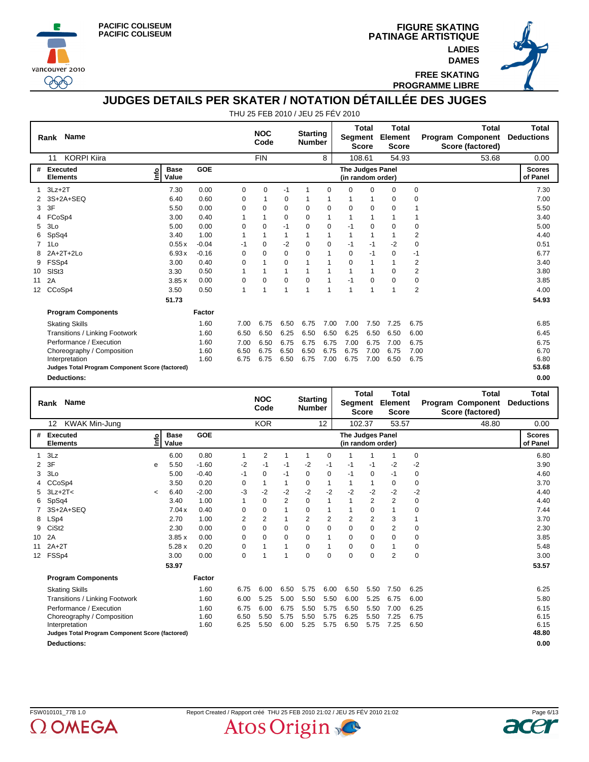PACIFIC COLISEUM
PACIFIC COLISEUM

# FIGURE SKATING
# PATINAGE ARTISTIQUE
## LADIES
## DAMES
## FREE SKATING
## PROGRAMME LIBRE

# JUDGES DETAILS PER SKATER / NOTATION DÉTAILLÉE DES JUGES

THU 25 FEB 2010 / JEU 25 FÉV 2010

| Rank | Name | NOC Code | Starting Number | Total Segment Score | Total Element Score | Total Program Component Score (factored) | Total Deductions |
|---|---|---|---|---|---|---|---|
| 11 | KORPI Kiira | FIN | 8 | 108.61 | 54.93 | 53.68 | 0.00 |

| # | Executed Elements | Info | Base Value | GOE | J1 | J2 | J3 | J4 | J5 | J6 | J7 | J8 | J9 | Scores of Panel |
|---|---|---|---|---|---|---|---|---|---|---|---|---|---|---|
| 1 | 3Lz+2T | | 7.30 | 0.00 | 0 | 0 | -1 | 1 | 0 | 0 | 0 | 0 | 0 | 7.30 |
| 2 | 3S+2A+SEQ | | 6.40 | 0.60 | 0 | 1 | 0 | 1 | 1 | 1 | 1 | 0 | 0 | 7.00 |
| 3 | 3F | | 5.50 | 0.00 | 0 | 0 | 0 | 0 | 0 | 0 | 0 | 0 | 1 | 5.50 |
| 4 | FCoSp4 | | 3.00 | 0.40 | 1 | 1 | 0 | 0 | 1 | 1 | 1 | 1 | 1 | 3.40 |
| 5 | 3Lo | | 5.00 | 0.00 | 0 | 0 | -1 | 0 | 0 | -1 | 0 | 0 | 0 | 5.00 |
| 6 | SpSq4 | | 3.40 | 1.00 | 1 | 1 | 1 | 1 | 1 | 1 | 1 | 1 | 2 | 4.40 |
| 7 | 1Lo | | 0.55 x | -0.04 | -1 | 0 | -2 | 0 | 0 | -1 | -1 | -2 | 0 | 0.51 |
| 8 | 2A+2T+2Lo | | 6.93 x | -0.16 | 0 | 0 | 0 | 0 | 1 | 0 | -1 | 0 | -1 | 6.77 |
| 9 | FSSp4 | | 3.00 | 0.40 | 0 | 1 | 0 | 1 | 1 | 0 | 1 | 1 | 2 | 3.40 |
| 10 | SlSt3 | | 3.30 | 0.50 | 1 | 1 | 1 | 1 | 1 | 1 | 1 | 0 | 2 | 3.80 |
| 11 | 2A | | 3.85 x | 0.00 | 0 | 0 | 0 | 0 | 1 | -1 | 0 | 0 | 0 | 3.85 |
| 12 | CCoSp4 | | 3.50 | 0.50 | 1 | 1 | 1 | 1 | 1 | 1 | 1 | 1 | 2 | 4.00 |
| | | | 51.73 | | | | | | | | | | | 54.93 |

| Program Components | Factor | J1 | J2 | J3 | J4 | J5 | J6 | J7 | J8 | J9 | Scores of Panel |
|---|---|---|---|---|---|---|---|---|---|---|---|
| Skating Skills | 1.60 | 7.00 | 6.75 | 6.50 | 6.75 | 7.00 | 7.00 | 7.50 | 7.25 | 6.75 | 6.85 |
| Transitions / Linking Footwork | 1.60 | 6.50 | 6.50 | 6.25 | 6.50 | 6.50 | 6.25 | 6.50 | 6.50 | 6.00 | 6.45 |
| Performance / Execution | 1.60 | 7.00 | 6.50 | 6.75 | 6.75 | 6.75 | 7.00 | 6.75 | 7.00 | 6.75 | 6.75 |
| Choreography / Composition | 1.60 | 6.50 | 6.75 | 6.50 | 6.50 | 6.75 | 6.75 | 7.00 | 6.75 | 7.00 | 6.70 |
| Interpretation | 1.60 | 6.75 | 6.75 | 6.50 | 6.75 | 7.00 | 6.75 | 7.00 | 6.50 | 6.75 | 6.80 |
| **Judges Total Program Component Score (factored)** | | | | | | | | | | | **53.68** |
| **Deductions:** | | | | | | | | | | | **0.00** |

| Rank | Name | NOC Code | Starting Number | Total Segment Score | Total Element Score | Total Program Component Score (factored) | Total Deductions |
|---|---|---|---|---|---|---|---|
| 12 | KWAK Min-Jung | KOR | 12 | 102.37 | 53.57 | 48.80 | 0.00 |

| # | Executed Elements | Info | Base Value | GOE | J1 | J2 | J3 | J4 | J5 | J6 | J7 | J8 | J9 | Scores of Panel |
|---|---|---|---|---|---|---|---|---|---|---|---|---|---|---|
| 1 | 3Lz | | 6.00 | 0.80 | 1 | 2 | 1 | 1 | 0 | 1 | 1 | 1 | 0 | 6.80 |
| 2 | 3F | e | 5.50 | -1.60 | -2 | -1 | -1 | -2 | -1 | -1 | -1 | -2 | -2 | 3.90 |
| 3 | 3Lo | | 5.00 | -0.40 | -1 | 0 | -1 | 0 | 0 | -1 | 0 | -1 | 0 | 4.60 |
| 4 | CCoSp4 | | 3.50 | 0.20 | 0 | 1 | 1 | 0 | 1 | 1 | 1 | 0 | 0 | 3.70 |
| 5 | 3Lz+2T< | < | 6.40 | -2.00 | -3 | -2 | -2 | -2 | -2 | -2 | -2 | -2 | -2 | 4.40 |
| 6 | SpSq4 | | 3.40 | 1.00 | 1 | 0 | 2 | 0 | 1 | 1 | 2 | 2 | 0 | 4.40 |
| 7 | 3S+2A+SEQ | | 7.04 x | 0.40 | 0 | 0 | 1 | 0 | 1 | 1 | 0 | 1 | 0 | 7.44 |
| 8 | LSp4 | | 2.70 | 1.00 | 2 | 2 | 1 | 2 | 2 | 2 | 2 | 3 | 1 | 3.70 |
| 9 | CiSt2 | | 2.30 | 0.00 | 0 | 0 | 0 | 0 | 0 | 0 | 0 | 2 | 0 | 2.30 |
| 10 | 2A | | 3.85 x | 0.00 | 0 | 0 | 0 | 0 | 1 | 0 | 0 | 0 | 0 | 3.85 |
| 11 | 2A+2T | | 5.28 x | 0.20 | 0 | 1 | 1 | 0 | 1 | 0 | 0 | 1 | 0 | 5.48 |
| 12 | FSSp4 | | 3.00 | 0.00 | 0 | 1 | 1 | 0 | 0 | 0 | 0 | 2 | 0 | 3.00 |
| | | | 53.97 | | | | | | | | | | | 53.57 |

| Program Components | Factor | J1 | J2 | J3 | J4 | J5 | J6 | J7 | J8 | J9 | Scores of Panel |
|---|---|---|---|---|---|---|---|---|---|---|---|
| Skating Skills | 1.60 | 6.75 | 6.00 | 6.50 | 5.75 | 6.00 | 6.50 | 5.50 | 7.50 | 6.25 | 6.25 |
| Transitions / Linking Footwork | 1.60 | 6.00 | 5.25 | 5.00 | 5.50 | 5.50 | 6.00 | 5.25 | 6.75 | 6.00 | 5.80 |
| Performance / Execution | 1.60 | 6.75 | 6.00 | 6.75 | 5.50 | 5.75 | 6.50 | 5.50 | 7.00 | 6.25 | 6.15 |
| Choreography / Composition | 1.60 | 6.50 | 5.50 | 5.75 | 5.50 | 5.75 | 6.25 | 5.50 | 7.25 | 6.75 | 6.15 |
| Interpretation | 1.60 | 6.25 | 5.50 | 6.00 | 5.25 | 5.75 | 6.50 | 5.75 | 7.25 | 6.50 | 6.15 |
| **Judges Total Program Component Score (factored)** | | | | | | | | | | | **48.80** |
| **Deductions:** | | | | | | | | | | | **0.00** |

FSW010101_77B 1.0 Report Created / Rapport créé THU 25 FEB 2010 21:02 / JEU 25 FÉV 2010 21:02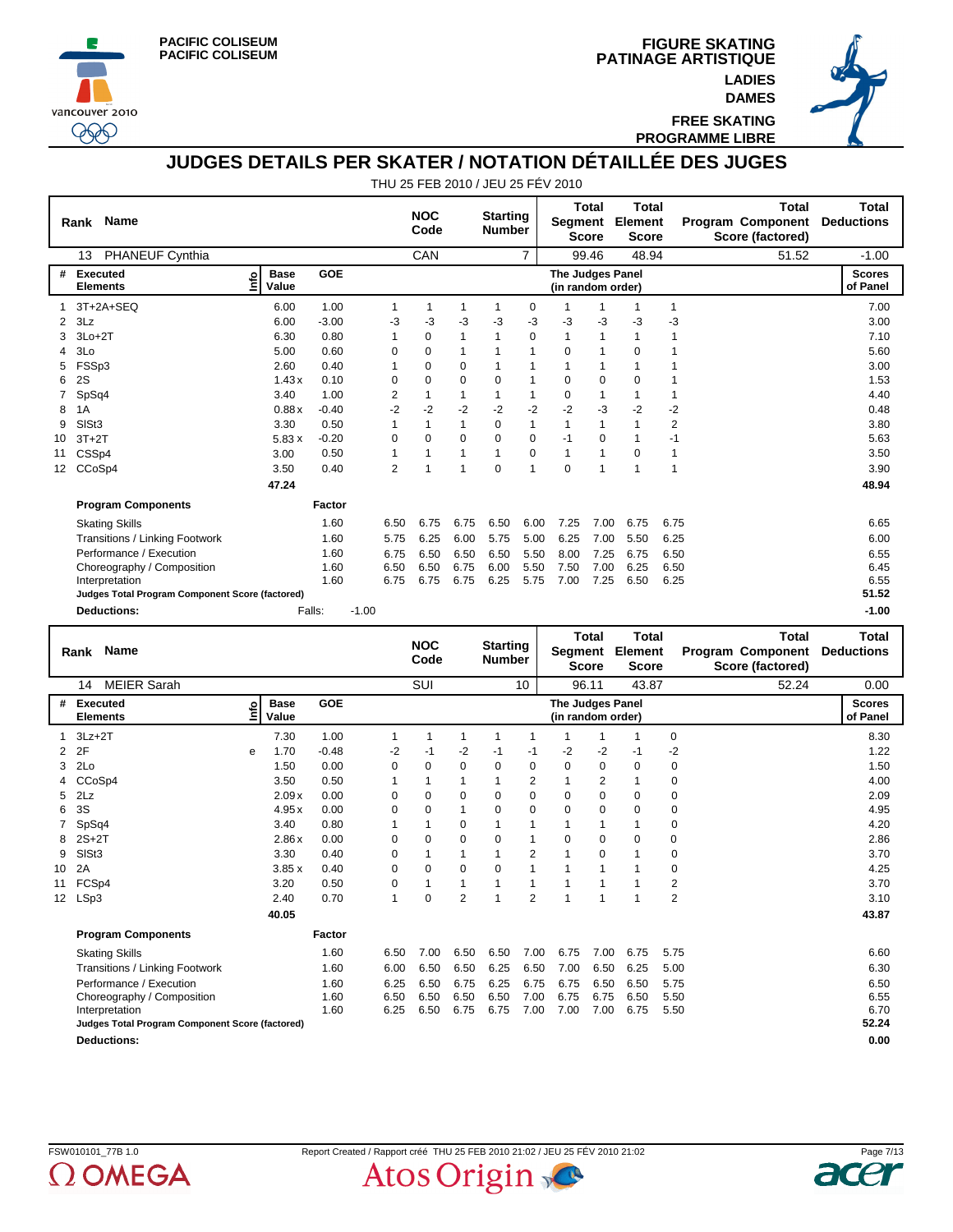PACIFIC COLISEUM
PACIFIC COLISEUM

FIGURE SKATING
PATINAGE ARTISTIQUE
LADIES
DAMES
FREE SKATING
PROGRAMME LIBRE

# JUDGES DETAILS PER SKATER / NOTATION DÉTAILLÉE DES JUGES

THU 25 FEB 2010 / JEU 25 FÉV 2010

| Rank | Name | NOC Code | Starting Number | Total Segment Score | Total Element Score | Total Program Component Score (factored) | Total Deductions |
|---|---|---|---|---|---|---|---|
| 13 | PHANEUF Cynthia | CAN | 7 | 99.46 | 48.94 | 51.52 | -1.00 |

| # | Executed Elements | Info | Base Value | GOE | J1 | J2 | J3 | J4 | J5 | J6 | J7 | J8 | J9 | Scores of Panel |
|---|---|---|---|---|---|---|---|---|---|---|---|---|---|---|
| 1 | 3T+2A+SEQ | | 6.00 | 1.00 | 1 | 1 | 1 | 1 | 0 | 1 | 1 | 1 | 1 | 7.00 |
| 2 | 3Lz | | 6.00 | -3.00 | -3 | -3 | -3 | -3 | -3 | -3 | -3 | -3 | -3 | 3.00 |
| 3 | 3Lo+2T | | 6.30 | 0.80 | 1 | 0 | 1 | 1 | 0 | 1 | 1 | 1 | 1 | 7.10 |
| 4 | 3Lo | | 5.00 | 0.60 | 0 | 0 | 1 | 1 | 1 | 0 | 1 | 0 | 1 | 5.60 |
| 5 | FSSp3 | | 2.60 | 0.40 | 1 | 0 | 0 | 1 | 1 | 1 | 1 | 1 | 1 | 3.00 |
| 6 | 2S | | 1.43 x | 0.10 | 0 | 0 | 0 | 0 | 1 | 0 | 0 | 0 | 1 | 1.53 |
| 7 | SpSq4 | | 3.40 | 1.00 | 2 | 1 | 1 | 1 | 1 | 0 | 1 | 1 | 1 | 4.40 |
| 8 | 1A | | 0.88 x | -0.40 | -2 | -2 | -2 | -2 | -2 | -2 | -3 | -2 | -2 | 0.48 |
| 9 | SlSt3 | | 3.30 | 0.50 | 1 | 1 | 1 | 0 | 1 | 1 | 1 | 1 | 2 | 3.80 |
| 10 | 3T+2T | | 5.83 x | -0.20 | 0 | 0 | 0 | 0 | 0 | -1 | 0 | 1 | -1 | 5.63 |
| 11 | CSSp4 | | 3.00 | 0.50 | 1 | 1 | 1 | 1 | 0 | 1 | 1 | 0 | 1 | 3.50 |
| 12 | CCoSp4 | | 3.50 | 0.40 | 2 | 1 | 1 | 0 | 1 | 0 | 1 | 1 | 1 | 3.90 |
| | | | 47.24 | | | | | | | | | | | 48.94 |

| Program Components | Factor | J1 | J2 | J3 | J4 | J5 | J6 | J7 | J8 | J9 | Scores of Panel |
|---|---|---|---|---|---|---|---|---|---|---|---|
| Skating Skills | 1.60 | 6.50 | 6.75 | 6.75 | 6.50 | 6.00 | 7.25 | 7.00 | 6.75 | 6.75 | 6.65 |
| Transitions / Linking Footwork | 1.60 | 5.75 | 6.25 | 6.00 | 5.75 | 5.00 | 6.25 | 7.00 | 5.50 | 6.25 | 6.00 |
| Performance / Execution | 1.60 | 6.75 | 6.50 | 6.50 | 6.50 | 5.50 | 8.00 | 7.25 | 6.75 | 6.50 | 6.55 |
| Choreography / Composition | 1.60 | 6.50 | 6.50 | 6.75 | 6.00 | 5.50 | 7.50 | 7.00 | 6.25 | 6.50 | 6.45 |
| Interpretation | 1.60 | 6.75 | 6.75 | 6.75 | 6.25 | 5.75 | 7.00 | 7.25 | 6.50 | 6.25 | 6.55 |
| **Judges Total Program Component Score (factored)** | | | | | | | | | | | 51.52 |

**Deductions:** Falls: -1.00 — **-1.00**

| Rank | Name | NOC Code | Starting Number | Total Segment Score | Total Element Score | Total Program Component Score (factored) | Total Deductions |
|---|---|---|---|---|---|---|---|
| 14 | MEIER Sarah | SUI | 10 | 96.11 | 43.87 | 52.24 | 0.00 |

| # | Executed Elements | Info | Base Value | GOE | J1 | J2 | J3 | J4 | J5 | J6 | J7 | J8 | J9 | Scores of Panel |
|---|---|---|---|---|---|---|---|---|---|---|---|---|---|---|
| 1 | 3Lz+2T | | 7.30 | 1.00 | 1 | 1 | 1 | 1 | 1 | 1 | 1 | 1 | 0 | 8.30 |
| 2 | 2F | e | 1.70 | -0.48 | -2 | -1 | -2 | -1 | -1 | -2 | -2 | -1 | -2 | 1.22 |
| 3 | 2Lo | | 1.50 | 0.00 | 0 | 0 | 0 | 0 | 0 | 0 | 0 | 0 | 0 | 1.50 |
| 4 | CCoSp4 | | 3.50 | 0.50 | 1 | 1 | 1 | 1 | 2 | 1 | 2 | 1 | 0 | 4.00 |
| 5 | 2Lz | | 2.09 x | 0.00 | 0 | 0 | 0 | 0 | 0 | 0 | 0 | 0 | 0 | 2.09 |
| 6 | 3S | | 4.95 x | 0.00 | 0 | 0 | 1 | 0 | 0 | 0 | 0 | 0 | 0 | 4.95 |
| 7 | SpSq4 | | 3.40 | 0.80 | 1 | 1 | 0 | 1 | 1 | 1 | 1 | 1 | 0 | 4.20 |
| 8 | 2S+2T | | 2.86 x | 0.00 | 0 | 0 | 0 | 0 | 1 | 0 | 0 | 0 | 0 | 2.86 |
| 9 | SlSt3 | | 3.30 | 0.40 | 0 | 1 | 1 | 1 | 2 | 1 | 0 | 1 | 0 | 3.70 |
| 10 | 2A | | 3.85 x | 0.40 | 0 | 0 | 0 | 0 | 1 | 1 | 1 | 1 | 0 | 4.25 |
| 11 | FCSp4 | | 3.20 | 0.50 | 0 | 1 | 1 | 1 | 1 | 1 | 1 | 1 | 2 | 3.70 |
| 12 | LSp3 | | 2.40 | 0.70 | 1 | 0 | 2 | 1 | 2 | 1 | 1 | 1 | 2 | 3.10 |
| | | | 40.05 | | | | | | | | | | | 43.87 |

| Program Components | Factor | J1 | J2 | J3 | J4 | J5 | J6 | J7 | J8 | J9 | Scores of Panel |
|---|---|---|---|---|---|---|---|---|---|---|---|
| Skating Skills | 1.60 | 6.50 | 7.00 | 6.50 | 6.50 | 7.00 | 6.75 | 7.00 | 6.75 | 5.75 | 6.60 |
| Transitions / Linking Footwork | 1.60 | 6.00 | 6.50 | 6.50 | 6.25 | 6.50 | 7.00 | 6.50 | 6.25 | 5.00 | 6.30 |
| Performance / Execution | 1.60 | 6.25 | 6.50 | 6.75 | 6.25 | 6.75 | 6.75 | 6.50 | 6.50 | 5.75 | 6.50 |
| Choreography / Composition | 1.60 | 6.50 | 6.50 | 6.50 | 6.50 | 7.00 | 6.75 | 6.75 | 6.50 | 5.50 | 6.55 |
| Interpretation | 1.60 | 6.25 | 6.50 | 6.75 | 6.75 | 7.00 | 7.00 | 7.00 | 6.75 | 5.50 | 6.70 |
| **Judges Total Program Component Score (factored)** | | | | | | | | | | | 52.24 |

**Deductions:** — **0.00**

FSW010101_77B 1.0 — Report Created / Rapport créé THU 25 FEB 2010 21:02 / JEU 25 FÉV 2010 21:02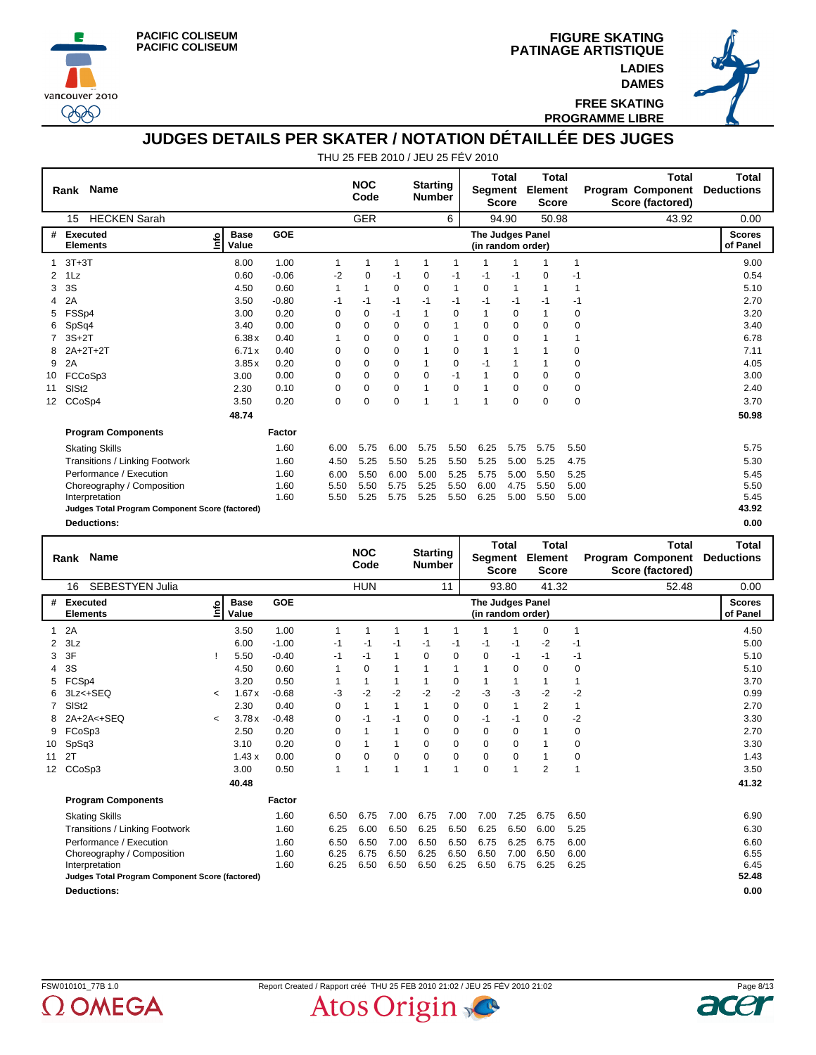PACIFIC COLISEUM
PACIFIC COLISEUM

FIGURE SKATING
PATINAGE ARTISTIQUE
LADIES
DAMES
FREE SKATING
PROGRAMME LIBRE

# JUDGES DETAILS PER SKATER / NOTATION DÉTAILLÉE DES JUGES

THU 25 FEB 2010 / JEU 25 FÉV 2010

| Rank | Name | NOC Code | Starting Number | Total Segment Score | Total Element Score | Total Program Component Score (factored) | Total Deductions |
|---|---|---|---|---|---|---|---|
| 15 | HECKEN Sarah | GER | 6 | 94.90 | 50.98 | 43.92 | 0.00 |

| # | Executed Elements | Info | Base Value | GOE | J1 | J2 | J3 | J4 | J5 | J6 | J7 | J8 | J9 | Scores of Panel |
|---|---|---|---|---|---|---|---|---|---|---|---|---|---|---|
| 1 | 3T+3T | | 8.00 | 1.00 | 1 | 1 | 1 | 1 | 1 | 1 | 1 | 1 | 1 | 9.00 |
| 2 | 1Lz | | 0.60 | -0.06 | -2 | 0 | -1 | 0 | -1 | -1 | -1 | 0 | -1 | 0.54 |
| 3 | 3S | | 4.50 | 0.60 | 1 | 1 | 0 | 0 | 1 | 0 | 1 | 1 | 1 | 5.10 |
| 4 | 2A | | 3.50 | -0.80 | -1 | -1 | -1 | -1 | -1 | -1 | -1 | -1 | -1 | 2.70 |
| 5 | FSSp4 | | 3.00 | 0.20 | 0 | 0 | -1 | 1 | 0 | 1 | 0 | 1 | 0 | 3.20 |
| 6 | SpSq4 | | 3.40 | 0.00 | 0 | 0 | 0 | 0 | 1 | 0 | 0 | 0 | 0 | 3.40 |
| 7 | 3S+2T | | 6.38 x | 0.40 | 1 | 0 | 0 | 0 | 1 | 0 | 0 | 1 | 1 | 6.78 |
| 8 | 2A+2T+2T | | 6.71 x | 0.40 | 0 | 0 | 0 | 1 | 0 | 1 | 1 | 1 | 0 | 7.11 |
| 9 | 2A | | 3.85 x | 0.20 | 0 | 0 | 0 | 1 | 0 | -1 | 1 | 1 | 0 | 4.05 |
| 10 | FCCoSp3 | | 3.00 | 0.00 | 0 | 0 | 0 | 0 | -1 | 1 | 0 | 0 | 0 | 3.00 |
| 11 | SlSt2 | | 2.30 | 0.10 | 0 | 0 | 0 | 1 | 0 | 1 | 0 | 0 | 0 | 2.40 |
| 12 | CCoSp4 | | 3.50 | 0.20 | 0 | 0 | 0 | 1 | 1 | 1 | 0 | 0 | 0 | 3.70 |
| | | | 48.74 | | | | | | | | | | | 50.98 |

| Program Components | Factor | J1 | J2 | J3 | J4 | J5 | J6 | J7 | J8 | J9 | Scores of Panel |
|---|---|---|---|---|---|---|---|---|---|---|---|
| Skating Skills | 1.60 | 6.00 | 5.75 | 6.00 | 5.75 | 5.50 | 6.25 | 5.75 | 5.75 | 5.50 | 5.75 |
| Transitions / Linking Footwork | 1.60 | 4.50 | 5.25 | 5.50 | 5.25 | 5.50 | 5.25 | 5.00 | 5.25 | 4.75 | 5.30 |
| Performance / Execution | 1.60 | 6.00 | 5.50 | 6.00 | 5.00 | 5.25 | 5.75 | 5.00 | 5.50 | 5.25 | 5.45 |
| Choreography / Composition | 1.60 | 5.50 | 5.50 | 5.75 | 5.25 | 5.50 | 6.00 | 4.75 | 5.50 | 5.00 | 5.50 |
| Interpretation | 1.60 | 5.50 | 5.25 | 5.75 | 5.25 | 5.50 | 6.25 | 5.00 | 5.50 | 5.00 | 5.45 |
| **Judges Total Program Component Score (factored)** | | | | | | | | | | | **43.92** |
| **Deductions:** | | | | | | | | | | | **0.00** |

| Rank | Name | NOC Code | Starting Number | Total Segment Score | Total Element Score | Total Program Component Score (factored) | Total Deductions |
|---|---|---|---|---|---|---|---|
| 16 | SEBESTYEN Julia | HUN | 11 | 93.80 | 41.32 | 52.48 | 0.00 |

| # | Executed Elements | Info | Base Value | GOE | J1 | J2 | J3 | J4 | J5 | J6 | J7 | J8 | J9 | Scores of Panel |
|---|---|---|---|---|---|---|---|---|---|---|---|---|---|---|
| 1 | 2A | | 3.50 | 1.00 | 1 | 1 | 1 | 1 | 1 | 1 | 1 | 0 | 1 | 4.50 |
| 2 | 3Lz | | 6.00 | -1.00 | -1 | -1 | -1 | -1 | -1 | -1 | -1 | -2 | -1 | 5.00 |
| 3 | 3F | ! | 5.50 | -0.40 | -1 | -1 | 1 | 0 | 0 | 0 | -1 | -1 | -1 | 5.10 |
| 4 | 3S | | 4.50 | 0.60 | 1 | 0 | 1 | 1 | 1 | 1 | 0 | 0 | 0 | 5.10 |
| 5 | FCSp4 | | 3.20 | 0.50 | 1 | 1 | 1 | 1 | 0 | 1 | 1 | 1 | 1 | 3.70 |
| 6 | 3Lz<+SEQ | < | 1.67 x | -0.68 | -3 | -2 | -2 | -2 | -2 | -3 | -3 | -2 | -2 | 0.99 |
| 7 | SlSt2 | | 2.30 | 0.40 | 0 | 1 | 1 | 1 | 0 | 0 | 1 | 2 | 1 | 2.70 |
| 8 | 2A+2A<+SEQ | < | 3.78 x | -0.48 | 0 | -1 | -1 | 0 | 0 | -1 | -1 | 0 | -2 | 3.30 |
| 9 | FCoSp3 | | 2.50 | 0.20 | 0 | 1 | 1 | 0 | 0 | 0 | 0 | 1 | 0 | 2.70 |
| 10 | SpSq3 | | 3.10 | 0.20 | 0 | 1 | 1 | 0 | 0 | 0 | 0 | 1 | 0 | 3.30 |
| 11 | 2T | | 1.43 x | 0.00 | 0 | 0 | 0 | 0 | 0 | 0 | 0 | 1 | 0 | 1.43 |
| 12 | CCoSp3 | | 3.00 | 0.50 | 1 | 1 | 1 | 1 | 1 | 0 | 1 | 2 | 1 | 3.50 |
| | | | 40.48 | | | | | | | | | | | 41.32 |

| Program Components | Factor | J1 | J2 | J3 | J4 | J5 | J6 | J7 | J8 | J9 | Scores of Panel |
|---|---|---|---|---|---|---|---|---|---|---|---|
| Skating Skills | 1.60 | 6.50 | 6.75 | 7.00 | 6.75 | 7.00 | 7.00 | 7.25 | 6.75 | 6.50 | 6.90 |
| Transitions / Linking Footwork | 1.60 | 6.25 | 6.00 | 6.50 | 6.25 | 6.50 | 6.25 | 6.50 | 6.00 | 5.25 | 6.30 |
| Performance / Execution | 1.60 | 6.50 | 6.50 | 7.00 | 6.50 | 6.50 | 6.75 | 6.25 | 6.75 | 6.00 | 6.60 |
| Choreography / Composition | 1.60 | 6.25 | 6.75 | 6.50 | 6.25 | 6.50 | 6.50 | 7.00 | 6.50 | 6.00 | 6.55 |
| Interpretation | 1.60 | 6.25 | 6.50 | 6.50 | 6.50 | 6.25 | 6.50 | 6.75 | 6.25 | 6.25 | 6.45 |
| **Judges Total Program Component Score (factored)** | | | | | | | | | | | **52.48** |
| **Deductions:** | | | | | | | | | | | **0.00** |

FSW010101_77B 1.0 Report Created / Rapport créé THU 25 FEB 2010 21:02 / JEU 25 FÉV 2010 21:02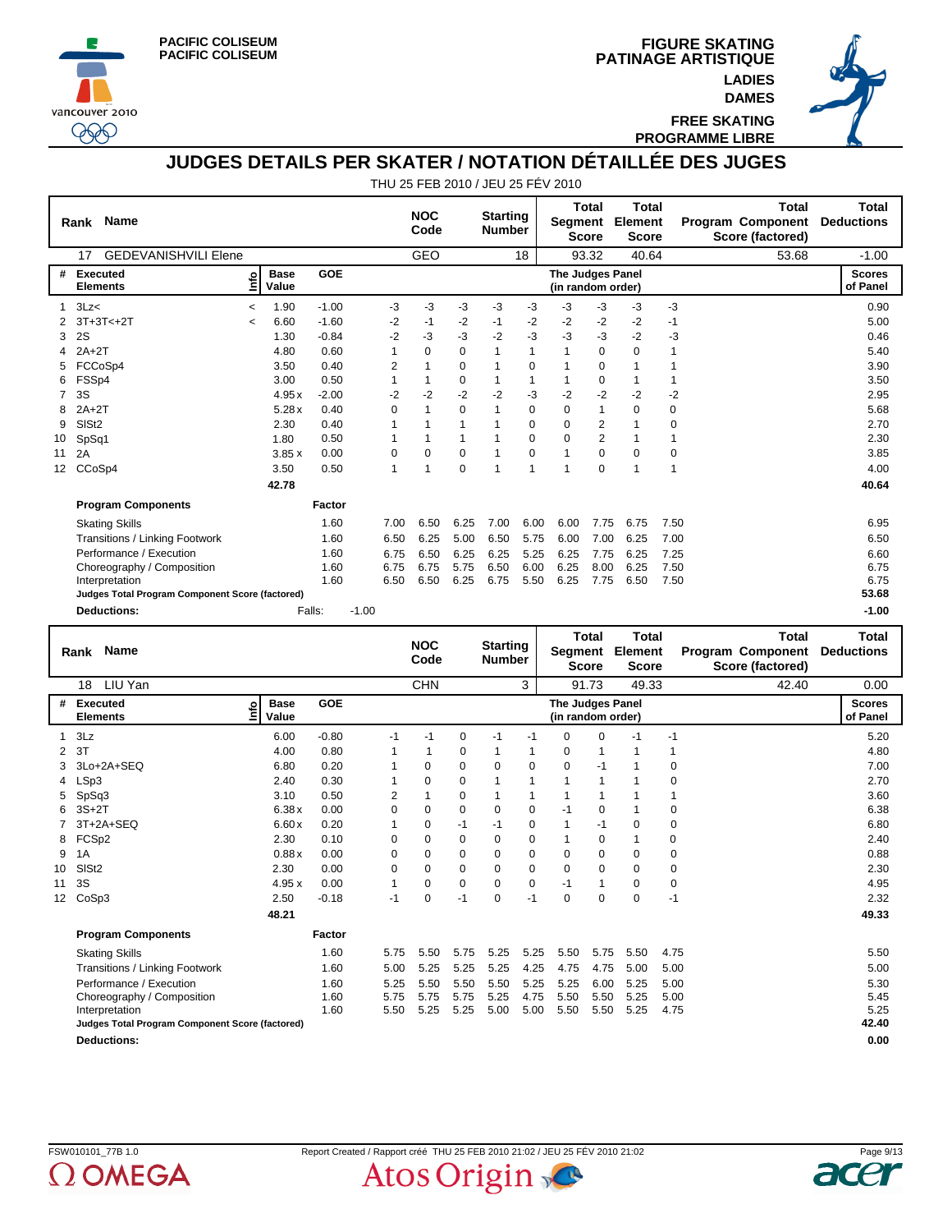PACIFIC COLISEUM
PACIFIC COLISEUM

**FIGURE SKATING**
**PATINAGE ARTISTIQUE**
**LADIES**
**DAMES**
**FREE SKATING**
**PROGRAMME LIBRE**

# JUDGES DETAILS PER SKATER / NOTATION DÉTAILLÉE DES JUGES

THU 25 FEB 2010 / JEU 25 FÉV 2010

| Rank | Name | NOC Code | Starting Number | Total Segment Score | Total Element Score | Total Program Component Score (factored) | Total Deductions |
|---|---|---|---|---|---|---|---|
| 17 | GEDEVANISHVILI Elene | GEO | 18 | 93.32 | 40.64 | 53.68 | -1.00 |

| # | Executed Elements | Info | Base Value | GOE | J1 | J2 | J3 | J4 | J5 | J6 | J7 | J8 | J9 | Scores of Panel |
|---|---|---|---|---|---|---|---|---|---|---|---|---|---|---|
| 1 | 3Lz< | < | 1.90 | -1.00 | -3 | -3 | -3 | -3 | -3 | -3 | -3 | -3 | -3 | 0.90 |
| 2 | 3T+3T<+2T | < | 6.60 | -1.60 | -2 | -1 | -2 | -1 | -2 | -2 | -2 | -2 | -1 | 5.00 |
| 3 | 2S | | 1.30 | -0.84 | -2 | -3 | -3 | -2 | -3 | -3 | -3 | -2 | -3 | 0.46 |
| 4 | 2A+2T | | 4.80 | 0.60 | 1 | 0 | 0 | 1 | 1 | 1 | 0 | 0 | 1 | 5.40 |
| 5 | FCCoSp4 | | 3.50 | 0.40 | 2 | 1 | 0 | 1 | 0 | 1 | 0 | 1 | 1 | 3.90 |
| 6 | FSSp4 | | 3.00 | 0.50 | 1 | 1 | 0 | 1 | 1 | 1 | 0 | 1 | 1 | 3.50 |
| 7 | 3S | | 4.95 x | -2.00 | -2 | -2 | -2 | -2 | -3 | -2 | -2 | -2 | -2 | 2.95 |
| 8 | 2A+2T | | 5.28 x | 0.40 | 0 | 1 | 0 | 1 | 0 | 0 | 1 | 0 | 0 | 5.68 |
| 9 | SlSt2 | | 2.30 | 0.40 | 1 | 1 | 1 | 1 | 0 | 0 | 2 | 1 | 0 | 2.70 |
| 10 | SpSq1 | | 1.80 | 0.50 | 1 | 1 | 1 | 1 | 0 | 0 | 2 | 1 | 1 | 2.30 |
| 11 | 2A | | 3.85 x | 0.00 | 0 | 0 | 0 | 1 | 0 | 1 | 0 | 0 | 0 | 3.85 |
| 12 | CCoSp4 | | 3.50 | 0.50 | 1 | 1 | 0 | 1 | 1 | 1 | 0 | 1 | 1 | 4.00 |
| | | | 42.78 | | | | | | | | | | | 40.64 |

| Program Components | Factor | J1 | J2 | J3 | J4 | J5 | J6 | J7 | J8 | J9 | Scores of Panel |
|---|---|---|---|---|---|---|---|---|---|---|---|
| Skating Skills | 1.60 | 7.00 | 6.50 | 6.25 | 7.00 | 6.00 | 6.00 | 7.75 | 6.75 | 7.50 | 6.95 |
| Transitions / Linking Footwork | 1.60 | 6.50 | 6.25 | 5.00 | 6.50 | 5.75 | 6.00 | 7.00 | 6.25 | 7.00 | 6.50 |
| Performance / Execution | 1.60 | 6.75 | 6.50 | 6.25 | 6.25 | 5.25 | 6.25 | 7.75 | 6.25 | 7.25 | 6.60 |
| Choreography / Composition | 1.60 | 6.75 | 6.75 | 5.75 | 6.50 | 6.00 | 6.25 | 8.00 | 6.25 | 7.50 | 6.75 |
| Interpretation | 1.60 | 6.50 | 6.50 | 6.25 | 6.75 | 5.50 | 6.25 | 7.75 | 6.50 | 7.50 | 6.75 |
| **Judges Total Program Component Score (factored)** | | | | | | | | | | | **53.68** |
| **Deductions:** | Falls: -1.00 | | | | | | | | | | **-1.00** |

| Rank | Name | NOC Code | Starting Number | Total Segment Score | Total Element Score | Total Program Component Score (factored) | Total Deductions |
|---|---|---|---|---|---|---|---|
| 18 | LIU Yan | CHN | 3 | 91.73 | 49.33 | 42.40 | 0.00 |

| # | Executed Elements | Info | Base Value | GOE | J1 | J2 | J3 | J4 | J5 | J6 | J7 | J8 | J9 | Scores of Panel |
|---|---|---|---|---|---|---|---|---|---|---|---|---|---|---|
| 1 | 3Lz | | 6.00 | -0.80 | -1 | -1 | 0 | -1 | -1 | 0 | 0 | -1 | -1 | 5.20 |
| 2 | 3T | | 4.00 | 0.80 | 1 | 1 | 0 | 1 | 1 | 0 | 1 | 1 | 1 | 4.80 |
| 3 | 3Lo+2A+SEQ | | 6.80 | 0.20 | 1 | 0 | 0 | 0 | 0 | 0 | -1 | 1 | 0 | 7.00 |
| 4 | LSp3 | | 2.40 | 0.30 | 1 | 0 | 0 | 1 | 1 | 1 | 1 | 1 | 0 | 2.70 |
| 5 | SpSq3 | | 3.10 | 0.50 | 2 | 1 | 0 | 1 | 1 | 1 | 1 | 1 | 1 | 3.60 |
| 6 | 3S+2T | | 6.38 x | 0.00 | 0 | 0 | 0 | 0 | 0 | -1 | 0 | 1 | 0 | 6.38 |
| 7 | 3T+2A+SEQ | | 6.60 x | 0.20 | 1 | 0 | -1 | -1 | 0 | 1 | -1 | 0 | 0 | 6.80 |
| 8 | FCSp2 | | 2.30 | 0.10 | 0 | 0 | 0 | 0 | 0 | 1 | 0 | 1 | 0 | 2.40 |
| 9 | 1A | | 0.88 x | 0.00 | 0 | 0 | 0 | 0 | 0 | 0 | 0 | 0 | 0 | 0.88 |
| 10 | SlSt2 | | 2.30 | 0.00 | 0 | 0 | 0 | 0 | 0 | 0 | 0 | 0 | 0 | 2.30 |
| 11 | 3S | | 4.95 x | 0.00 | 1 | 0 | 0 | 0 | 0 | -1 | 1 | 0 | 0 | 4.95 |
| 12 | CoSp3 | | 2.50 | -0.18 | -1 | 0 | -1 | 0 | -1 | 0 | 0 | 0 | -1 | 2.32 |
| | | | 48.21 | | | | | | | | | | | 49.33 |

| Program Components | Factor | J1 | J2 | J3 | J4 | J5 | J6 | J7 | J8 | J9 | Scores of Panel |
|---|---|---|---|---|---|---|---|---|---|---|---|
| Skating Skills | 1.60 | 5.75 | 5.50 | 5.75 | 5.25 | 5.25 | 5.50 | 5.75 | 5.50 | 4.75 | 5.50 |
| Transitions / Linking Footwork | 1.60 | 5.00 | 5.25 | 5.25 | 5.25 | 4.25 | 4.75 | 4.75 | 5.00 | 5.00 | 5.00 |
| Performance / Execution | 1.60 | 5.25 | 5.50 | 5.50 | 5.50 | 5.25 | 5.25 | 6.00 | 5.25 | 5.00 | 5.30 |
| Choreography / Composition | 1.60 | 5.75 | 5.75 | 5.75 | 5.25 | 4.75 | 5.50 | 5.50 | 5.25 | 5.00 | 5.45 |
| Interpretation | 1.60 | 5.50 | 5.25 | 5.25 | 5.00 | 5.00 | 5.50 | 5.50 | 5.25 | 4.75 | 5.25 |
| **Judges Total Program Component Score (factored)** | | | | | | | | | | | **42.40** |
| **Deductions:** | | | | | | | | | | | **0.00** |

FSW010101_77B 1.0    Report Created / Rapport créé THU 25 FEB 2010 21:02 / JEU 25 FÉV 2010 21:02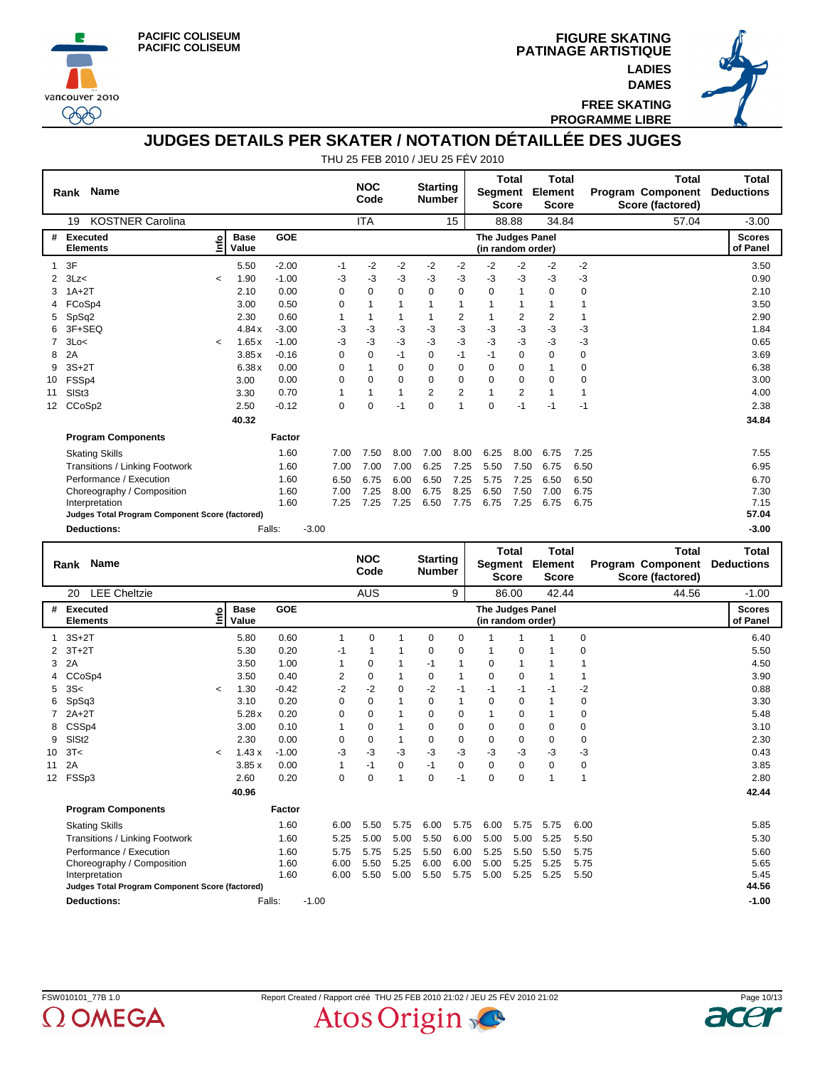PACIFIC COLISEUM
PACIFIC COLISEUM

**FIGURE SKATING**
**PATINAGE ARTISTIQUE**
**LADIES**
**DAMES**

**FREE SKATING**
**PROGRAMME LIBRE**

# JUDGES DETAILS PER SKATER / NOTATION DÉTAILLÉE DES JUGES

THU 25 FEB 2010 / JEU 25 FÉV 2010

| Rank | Name | NOC Code | Starting Number | Total Segment Score | Total Element Score | Total Program Component Score (factored) | Total Deductions |
|---|---|---|---|---|---|---|---|
| 19 | KOSTNER Carolina | ITA | 15 | 88.88 | 34.84 | 57.04 | -3.00 |

| # | Executed Elements | Info | Base Value | GOE | J1 | J2 | J3 | J4 | J5 | J6 | J7 | J8 | J9 | Scores of Panel |
|---|---|---|---|---|---|---|---|---|---|---|---|---|---|---|
| 1 | 3F | | 5.50 | -2.00 | -1 | -2 | -2 | -2 | -2 | -2 | -2 | -2 | -2 | 3.50 |
| 2 | 3Lz< | < | 1.90 | -1.00 | -3 | -3 | -3 | -3 | -3 | -3 | -3 | -3 | -3 | 0.90 |
| 3 | 1A+2T | | 2.10 | 0.00 | 0 | 0 | 0 | 0 | 0 | 0 | 1 | 0 | 0 | 2.10 |
| 4 | FCoSp4 | | 3.00 | 0.50 | 0 | 1 | 1 | 1 | 1 | 1 | 1 | 1 | 1 | 3.50 |
| 5 | SpSq2 | | 2.30 | 0.60 | 1 | 1 | 1 | 1 | 2 | 1 | 2 | 2 | 1 | 2.90 |
| 6 | 3F+SEQ | | 4.84 x | -3.00 | -3 | -3 | -3 | -3 | -3 | -3 | -3 | -3 | -3 | 1.84 |
| 7 | 3Lo< | < | 1.65 x | -1.00 | -3 | -3 | -3 | -3 | -3 | -3 | -3 | -3 | -3 | 0.65 |
| 8 | 2A | | 3.85 x | -0.16 | 0 | 0 | -1 | 0 | -1 | -1 | 0 | 0 | 0 | 3.69 |
| 9 | 3S+2T | | 6.38 x | 0.00 | 0 | 1 | 0 | 0 | 0 | 0 | 0 | 1 | 0 | 6.38 |
| 10 | FSSp4 | | 3.00 | 0.00 | 0 | 0 | 0 | 0 | 0 | 0 | 0 | 0 | 0 | 3.00 |
| 11 | SlSt3 | | 3.30 | 0.70 | 1 | 1 | 1 | 2 | 2 | 1 | 2 | 1 | 1 | 4.00 |
| 12 | CCoSp2 | | 2.50 | -0.12 | 0 | 0 | -1 | 0 | 1 | 0 | -1 | -1 | -1 | 2.38 |
| | | | 40.32 | | | | | | | | | | | 34.84 |

| Program Components | Factor | J1 | J2 | J3 | J4 | J5 | J6 | J7 | J8 | J9 | Scores of Panel |
|---|---|---|---|---|---|---|---|---|---|---|---|
| Skating Skills | 1.60 | 7.00 | 7.50 | 8.00 | 7.00 | 8.00 | 6.25 | 8.00 | 6.75 | 7.25 | 7.55 |
| Transitions / Linking Footwork | 1.60 | 7.00 | 7.00 | 7.00 | 6.25 | 7.25 | 5.50 | 7.50 | 6.75 | 6.50 | 6.95 |
| Performance / Execution | 1.60 | 6.50 | 6.75 | 6.00 | 6.50 | 7.25 | 5.75 | 7.25 | 6.50 | 6.50 | 6.70 |
| Choreography / Composition | 1.60 | 7.00 | 7.25 | 8.00 | 6.75 | 8.25 | 6.50 | 7.50 | 7.00 | 6.75 | 7.30 |
| Interpretation | 1.60 | 7.25 | 7.25 | 7.25 | 6.50 | 7.75 | 6.75 | 7.25 | 6.75 | 6.75 | 7.15 |
| **Judges Total Program Component Score (factored)** | | | | | | | | | | | **57.04** |

**Deductions:** Falls: -3.00 — **-3.00**

| Rank | Name | NOC Code | Starting Number | Total Segment Score | Total Element Score | Total Program Component Score (factored) | Total Deductions |
|---|---|---|---|---|---|---|---|
| 20 | LEE Cheltzie | AUS | 9 | 86.00 | 42.44 | 44.56 | -1.00 |

| # | Executed Elements | Info | Base Value | GOE | J1 | J2 | J3 | J4 | J5 | J6 | J7 | J8 | J9 | Scores of Panel |
|---|---|---|---|---|---|---|---|---|---|---|---|---|---|---|
| 1 | 3S+2T | | 5.80 | 0.60 | 1 | 0 | 1 | 0 | 0 | 1 | 1 | 1 | 0 | 6.40 |
| 2 | 3T+2T | | 5.30 | 0.20 | -1 | 1 | 1 | 0 | 0 | 1 | 0 | 1 | 0 | 5.50 |
| 3 | 2A | | 3.50 | 1.00 | 1 | 0 | 1 | -1 | 1 | 0 | 1 | 1 | 1 | 4.50 |
| 4 | CCoSp4 | | 3.50 | 0.40 | 2 | 0 | 1 | 0 | 1 | 0 | 0 | 1 | 1 | 3.90 |
| 5 | 3S< | < | 1.30 | -0.42 | -2 | -2 | 0 | -2 | -1 | -1 | -1 | -1 | -2 | 0.88 |
| 6 | SpSq3 | | 3.10 | 0.20 | 0 | 0 | 1 | 0 | 1 | 0 | 0 | 1 | 0 | 3.30 |
| 7 | 2A+2T | | 5.28 x | 0.20 | 0 | 0 | 1 | 0 | 0 | 1 | 0 | 1 | 0 | 5.48 |
| 8 | CSSp4 | | 3.00 | 0.10 | 1 | 0 | 1 | 0 | 0 | 0 | 0 | 0 | 0 | 3.10 |
| 9 | SlSt2 | | 2.30 | 0.00 | 0 | 0 | 1 | 0 | 0 | 0 | 0 | 0 | 0 | 2.30 |
| 10 | 3T< | < | 1.43 x | -1.00 | -3 | -3 | -3 | -3 | -3 | -3 | -3 | -3 | -3 | 0.43 |
| 11 | 2A | | 3.85 x | 0.00 | 1 | -1 | 0 | -1 | 0 | 0 | 0 | 0 | 0 | 3.85 |
| 12 | FSSp3 | | 2.60 | 0.20 | 0 | 0 | 1 | 0 | -1 | 0 | 0 | 1 | 1 | 2.80 |
| | | | 40.96 | | | | | | | | | | | 42.44 |

| Program Components | Factor | J1 | J2 | J3 | J4 | J5 | J6 | J7 | J8 | J9 | Scores of Panel |
|---|---|---|---|---|---|---|---|---|---|---|---|
| Skating Skills | 1.60 | 6.00 | 5.50 | 5.75 | 6.00 | 5.75 | 6.00 | 5.75 | 5.75 | 6.00 | 5.85 |
| Transitions / Linking Footwork | 1.60 | 5.25 | 5.00 | 5.00 | 5.50 | 6.00 | 5.00 | 5.00 | 5.25 | 5.50 | 5.30 |
| Performance / Execution | 1.60 | 5.75 | 5.75 | 5.25 | 5.50 | 6.00 | 5.25 | 5.50 | 5.50 | 5.75 | 5.60 |
| Choreography / Composition | 1.60 | 6.00 | 5.50 | 5.25 | 6.00 | 6.00 | 5.00 | 5.25 | 5.25 | 5.75 | 5.65 |
| Interpretation | 1.60 | 6.00 | 5.50 | 5.00 | 5.50 | 5.75 | 5.00 | 5.25 | 5.25 | 5.50 | 5.45 |
| **Judges Total Program Component Score (factored)** | | | | | | | | | | | **44.56** |

**Deductions:** Falls: -1.00 — **-1.00**

FSW010101_77B 1.0 Report Created / Rapport créé THU 25 FEB 2010 21:02 / JEU 25 FÉV 2010 21:02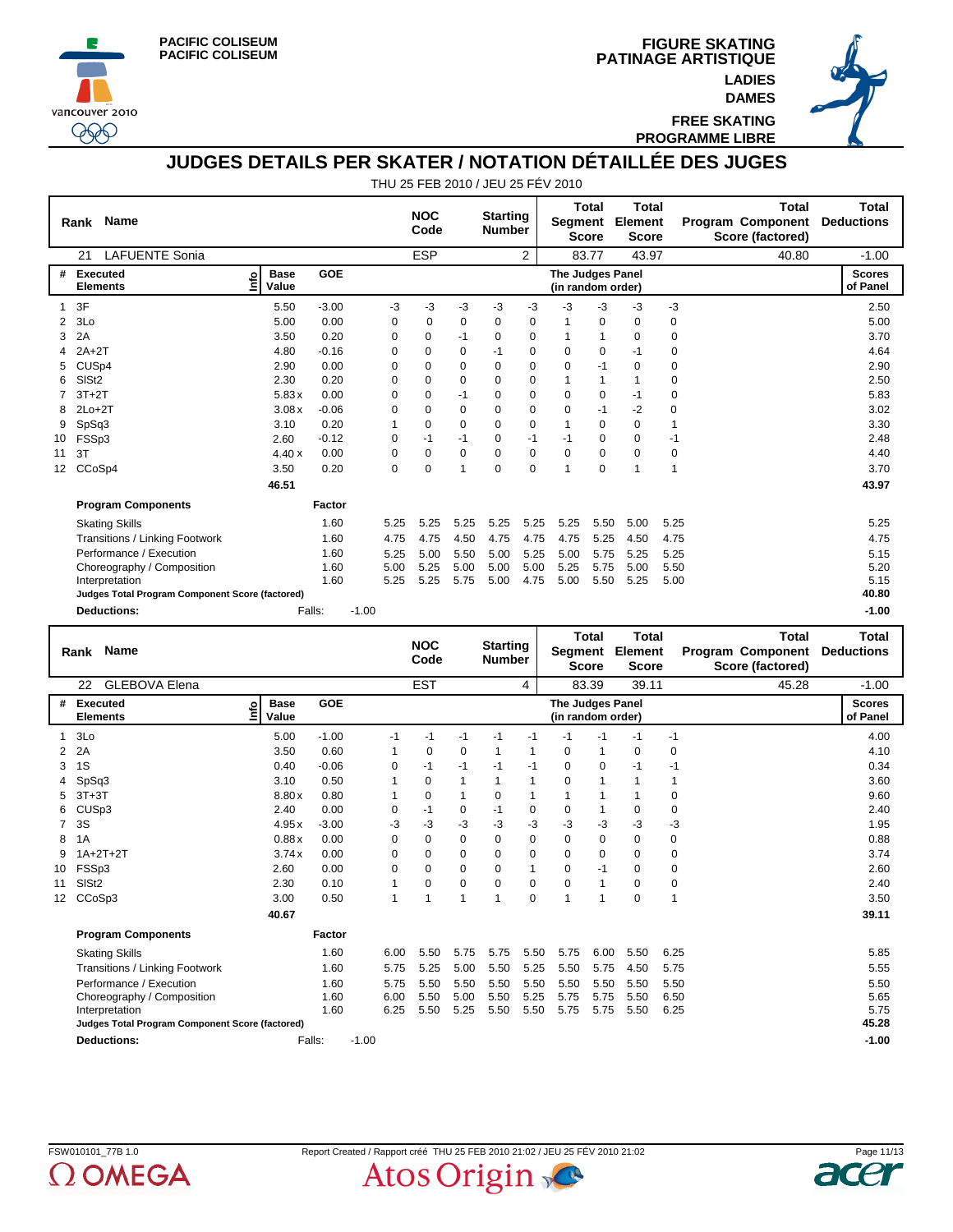PACIFIC COLISEUM
PACIFIC COLISEUM

**FIGURE SKATING**
**PATINAGE ARTISTIQUE**
**LADIES**
**DAMES**
**FREE SKATING**
**PROGRAMME LIBRE**

# JUDGES DETAILS PER SKATER / NOTATION DÉTAILLÉE DES JUGES

THU 25 FEB 2010 / JEU 25 FÉV 2010

| Rank | Name | NOC Code | Starting Number | Total Segment Score | Total Element Score | Total Program Component Score (factored) | Total Deductions |
|---|---|---|---|---|---|---|---|
| 21 | LAFUENTE Sonia | ESP | 2 | 83.77 | 43.97 | 40.80 | -1.00 |

| # | Executed Elements | Info | Base Value | GOE | J1 | J2 | J3 | J4 | J5 | J6 | J7 | J8 | J9 | Scores of Panel |
|---|---|---|---|---|---|---|---|---|---|---|---|---|---|---|
| 1 | 3F | | 5.50 | -3.00 | -3 | -3 | -3 | -3 | -3 | -3 | -3 | -3 | -3 | 2.50 |
| 2 | 3Lo | | 5.00 | 0.00 | 0 | 0 | 0 | 0 | 0 | 1 | 0 | 0 | 0 | 5.00 |
| 3 | 2A | | 3.50 | 0.20 | 0 | 0 | -1 | 0 | 0 | 1 | 1 | 0 | 0 | 3.70 |
| 4 | 2A+2T | | 4.80 | -0.16 | 0 | 0 | 0 | -1 | 0 | 0 | 0 | -1 | 0 | 4.64 |
| 5 | CUSp4 | | 2.90 | 0.00 | 0 | 0 | 0 | 0 | 0 | 0 | -1 | 0 | 0 | 2.90 |
| 6 | SlSt2 | | 2.30 | 0.20 | 0 | 0 | 0 | 0 | 0 | 1 | 1 | 1 | 0 | 2.50 |
| 7 | 3T+2T | | 5.83 x | 0.00 | 0 | 0 | -1 | 0 | 0 | 0 | 0 | -1 | 0 | 5.83 |
| 8 | 2Lo+2T | | 3.08 x | -0.06 | 0 | 0 | 0 | 0 | 0 | 0 | -1 | -2 | 0 | 3.02 |
| 9 | SpSq3 | | 3.10 | 0.20 | 1 | 0 | 0 | 0 | 0 | 1 | 0 | 0 | 1 | 3.30 |
| 10 | FSSp3 | | 2.60 | -0.12 | 0 | -1 | -1 | 0 | -1 | -1 | 0 | 0 | -1 | 2.48 |
| 11 | 3T | | 4.40 x | 0.00 | 0 | 0 | 0 | 0 | 0 | 0 | 0 | 0 | 0 | 4.40 |
| 12 | CCoSp4 | | 3.50 | 0.20 | 0 | 0 | 1 | 0 | 0 | 1 | 0 | 1 | 1 | 3.70 |
| | | | 46.51 | | | | | | | | | | | 43.97 |

| Program Components | Factor | J1 | J2 | J3 | J4 | J5 | J6 | J7 | J8 | J9 | Scores of Panel |
|---|---|---|---|---|---|---|---|---|---|---|---|
| Skating Skills | 1.60 | 5.25 | 5.25 | 5.25 | 5.25 | 5.25 | 5.25 | 5.50 | 5.00 | 5.25 | 5.25 |
| Transitions / Linking Footwork | 1.60 | 4.75 | 4.75 | 4.50 | 4.75 | 4.75 | 4.75 | 5.25 | 4.50 | 4.75 | 4.75 |
| Performance / Execution | 1.60 | 5.25 | 5.00 | 5.50 | 5.00 | 5.25 | 5.00 | 5.75 | 5.25 | 5.25 | 5.15 |
| Choreography / Composition | 1.60 | 5.00 | 5.25 | 5.00 | 5.00 | 5.00 | 5.25 | 5.75 | 5.00 | 5.50 | 5.20 |
| Interpretation | 1.60 | 5.25 | 5.25 | 5.75 | 5.00 | 4.75 | 5.00 | 5.50 | 5.25 | 5.00 | 5.15 |
| **Judges Total Program Component Score (factored)** | | | | | | | | | | | **40.80** |

**Deductions:** Falls: -1.00 — **-1.00**

| Rank | Name | NOC Code | Starting Number | Total Segment Score | Total Element Score | Total Program Component Score (factored) | Total Deductions |
|---|---|---|---|---|---|---|---|
| 22 | GLEBOVA Elena | EST | 4 | 83.39 | 39.11 | 45.28 | -1.00 |

| # | Executed Elements | Info | Base Value | GOE | J1 | J2 | J3 | J4 | J5 | J6 | J7 | J8 | J9 | Scores of Panel |
|---|---|---|---|---|---|---|---|---|---|---|---|---|---|---|
| 1 | 3Lo | | 5.00 | -1.00 | -1 | -1 | -1 | -1 | -1 | -1 | -1 | -1 | -1 | 4.00 |
| 2 | 2A | | 3.50 | 0.60 | 1 | 0 | 0 | 1 | 1 | 0 | 1 | 0 | 0 | 4.10 |
| 3 | 1S | | 0.40 | -0.06 | 0 | -1 | -1 | -1 | -1 | 0 | 0 | -1 | -1 | 0.34 |
| 4 | SpSq3 | | 3.10 | 0.50 | 1 | 0 | 1 | 1 | 1 | 0 | 1 | 1 | 1 | 3.60 |
| 5 | 3T+3T | | 8.80 x | 0.80 | 1 | 0 | 1 | 0 | 1 | 1 | 1 | 1 | 0 | 9.60 |
| 6 | CUSp3 | | 2.40 | 0.00 | 0 | -1 | 0 | -1 | 0 | 0 | 1 | 0 | 0 | 2.40 |
| 7 | 3S | | 4.95 x | -3.00 | -3 | -3 | -3 | -3 | -3 | -3 | -3 | -3 | -3 | 1.95 |
| 8 | 1A | | 0.88 x | 0.00 | 0 | 0 | 0 | 0 | 0 | 0 | 0 | 0 | 0 | 0.88 |
| 9 | 1A+2T+2T | | 3.74 x | 0.00 | 0 | 0 | 0 | 0 | 0 | 0 | 0 | 0 | 0 | 3.74 |
| 10 | FSSp3 | | 2.60 | 0.00 | 0 | 0 | 0 | 0 | 1 | 0 | -1 | 0 | 0 | 2.60 |
| 11 | SlSt2 | | 2.30 | 0.10 | 1 | 0 | 0 | 0 | 0 | 0 | 1 | 0 | 0 | 2.40 |
| 12 | CCoSp3 | | 3.00 | 0.50 | 1 | 1 | 1 | 1 | 0 | 1 | 1 | 0 | 1 | 3.50 |
| | | | 40.67 | | | | | | | | | | | 39.11 |

| Program Components | Factor | J1 | J2 | J3 | J4 | J5 | J6 | J7 | J8 | J9 | Scores of Panel |
|---|---|---|---|---|---|---|---|---|---|---|---|
| Skating Skills | 1.60 | 6.00 | 5.50 | 5.75 | 5.75 | 5.50 | 5.75 | 6.00 | 5.50 | 6.25 | 5.85 |
| Transitions / Linking Footwork | 1.60 | 5.75 | 5.25 | 5.00 | 5.50 | 5.25 | 5.50 | 5.75 | 4.50 | 5.75 | 5.55 |
| Performance / Execution | 1.60 | 5.75 | 5.50 | 5.50 | 5.50 | 5.50 | 5.50 | 5.50 | 5.50 | 5.50 | 5.50 |
| Choreography / Composition | 1.60 | 6.00 | 5.50 | 5.00 | 5.50 | 5.25 | 5.75 | 5.75 | 5.50 | 6.50 | 5.65 |
| Interpretation | 1.60 | 6.25 | 5.50 | 5.25 | 5.50 | 5.50 | 5.75 | 5.75 | 5.50 | 6.25 | 5.75 |
| **Judges Total Program Component Score (factored)** | | | | | | | | | | | **45.28** |

**Deductions:** Falls: -1.00 — **-1.00**

FSW010101_77B 1.0 — Report Created / Rapport créé THU 25 FEB 2010 21:02 / JEU 25 FÉV 2010 21:02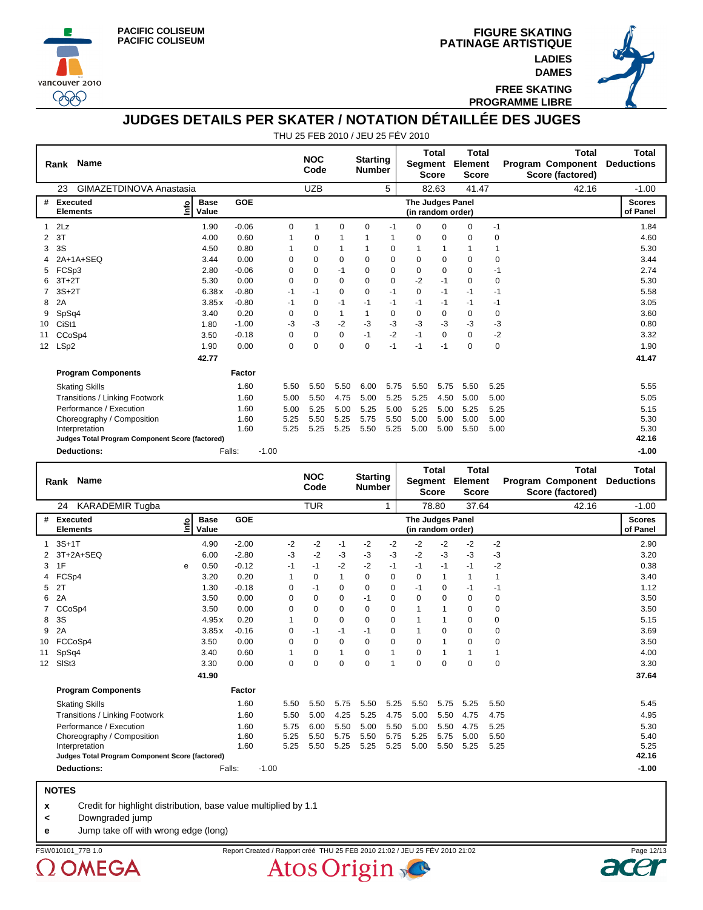PACIFIC COLISEUM
PACIFIC COLISEUM

FIGURE SKATING
PATINAGE ARTISTIQUE
LADIES
DAMES
FREE SKATING
PROGRAMME LIBRE

# JUDGES DETAILS PER SKATER / NOTATION DÉTAILLÉE DES JUGES

THU 25 FEB 2010 / JEU 25 FÉV 2010

| Rank | Name | NOC Code | Starting Number | Total Segment Score | Total Element Score | Total Program Component Score (factored) | Total Deductions |
|---|---|---|---|---|---|---|---|
| 23 | GIMAZETDINOVA Anastasia | UZB | 5 | 82.63 | 41.47 | 42.16 | -1.00 |

| # | Executed Elements | Info | Base Value | GOE | J1 | J2 | J3 | J4 | J5 | J6 | J7 | J8 | J9 | Scores of Panel |
|---|---|---|---|---|---|---|---|---|---|---|---|---|---|---|
| 1 | 2Lz | | 1.90 | -0.06 | 0 | 1 | 0 | 0 | -1 | 0 | 0 | 0 | -1 | 1.84 |
| 2 | 3T | | 4.00 | 0.60 | 1 | 0 | 1 | 1 | 1 | 0 | 0 | 0 | 0 | 4.60 |
| 3 | 3S | | 4.50 | 0.80 | 1 | 0 | 1 | 1 | 0 | 1 | 1 | 1 | 1 | 5.30 |
| 4 | 2A+1A+SEQ | | 3.44 | 0.00 | 0 | 0 | 0 | 0 | 0 | 0 | 0 | 0 | 0 | 3.44 |
| 5 | FCSp3 | | 2.80 | -0.06 | 0 | 0 | -1 | 0 | 0 | 0 | 0 | 0 | -1 | 2.74 |
| 6 | 3T+2T | | 5.30 | 0.00 | 0 | 0 | 0 | 0 | 0 | -2 | -1 | 0 | 0 | 5.30 |
| 7 | 3S+2T | | 6.38 x | -0.80 | -1 | -1 | 0 | 0 | -1 | 0 | -1 | -1 | -1 | 5.58 |
| 8 | 2A | | 3.85 x | -0.80 | -1 | 0 | -1 | -1 | -1 | -1 | -1 | -1 | -1 | 3.05 |
| 9 | SpSq4 | | 3.40 | 0.20 | 0 | 0 | 1 | 1 | 0 | 0 | 0 | 0 | 0 | 3.60 |
| 10 | CiSt1 | | 1.80 | -1.00 | -3 | -3 | -2 | -3 | -3 | -3 | -3 | -3 | -3 | 0.80 |
| 11 | CCoSp4 | | 3.50 | -0.18 | 0 | 0 | 0 | -1 | -2 | -1 | 0 | 0 | -2 | 3.32 |
| 12 | LSp2 | | 1.90 | 0.00 | 0 | 0 | 0 | 0 | -1 | -1 | -1 | 0 | 0 | 1.90 |
| | | | 42.77 | | | | | | | | | | | 41.47 |

| Program Components | Factor | J1 | J2 | J3 | J4 | J5 | J6 | J7 | J8 | J9 | Scores of Panel |
|---|---|---|---|---|---|---|---|---|---|---|---|
| Skating Skills | 1.60 | 5.50 | 5.50 | 5.50 | 6.00 | 5.75 | 5.50 | 5.75 | 5.50 | 5.25 | 5.55 |
| Transitions / Linking Footwork | 1.60 | 5.00 | 5.50 | 4.75 | 5.00 | 5.25 | 5.25 | 4.50 | 5.00 | 5.00 | 5.05 |
| Performance / Execution | 1.60 | 5.00 | 5.25 | 5.00 | 5.25 | 5.00 | 5.25 | 5.00 | 5.25 | 5.25 | 5.15 |
| Choreography / Composition | 1.60 | 5.25 | 5.50 | 5.25 | 5.75 | 5.50 | 5.00 | 5.00 | 5.00 | 5.00 | 5.30 |
| Interpretation | 1.60 | 5.25 | 5.25 | 5.25 | 5.50 | 5.25 | 5.00 | 5.00 | 5.50 | 5.00 | 5.30 |
| Judges Total Program Component Score (factored) | | | | | | | | | | | 42.16 |
| **Deductions:** Falls: -1.00 | | | | | | | | | | | -1.00 |

| Rank | Name | NOC Code | Starting Number | Total Segment Score | Total Element Score | Total Program Component Score (factored) | Total Deductions |
|---|---|---|---|---|---|---|---|
| 24 | KARADEMIR Tugba | TUR | 1 | 78.80 | 37.64 | 42.16 | -1.00 |

| # | Executed Elements | Info | Base Value | GOE | J1 | J2 | J3 | J4 | J5 | J6 | J7 | J8 | J9 | Scores of Panel |
|---|---|---|---|---|---|---|---|---|---|---|---|---|---|---|
| 1 | 3S+1T | | 4.90 | -2.00 | -2 | -2 | -1 | -2 | -2 | -2 | -2 | -2 | -2 | 2.90 |
| 2 | 3T+2A+SEQ | | 6.00 | -2.80 | -3 | -2 | -3 | -3 | -3 | -2 | -3 | -3 | -3 | 3.20 |
| 3 | 1F | e | 0.50 | -0.12 | -1 | -1 | -2 | -2 | -1 | -1 | -1 | -1 | -2 | 0.38 |
| 4 | FCSp4 | | 3.20 | 0.20 | 1 | 0 | 1 | 0 | 0 | 0 | 1 | 1 | 1 | 3.40 |
| 5 | 2T | | 1.30 | -0.18 | 0 | -1 | 0 | 0 | 0 | -1 | 0 | -1 | -1 | 1.12 |
| 6 | 2A | | 3.50 | 0.00 | 0 | 0 | 0 | -1 | 0 | 0 | 0 | 0 | 0 | 3.50 |
| 7 | CCoSp4 | | 3.50 | 0.00 | 0 | 0 | 0 | 0 | 0 | 1 | 1 | 0 | 0 | 3.50 |
| 8 | 3S | | 4.95 x | 0.20 | 1 | 0 | 0 | 0 | 0 | 1 | 1 | 0 | 0 | 5.15 |
| 9 | 2A | | 3.85 x | -0.16 | 0 | -1 | -1 | -1 | 0 | 1 | 0 | 0 | 0 | 3.69 |
| 10 | FCCoSp4 | | 3.50 | 0.00 | 0 | 0 | 0 | 0 | 0 | 0 | 1 | 0 | 0 | 3.50 |
| 11 | SpSq4 | | 3.40 | 0.60 | 1 | 0 | 1 | 0 | 1 | 0 | 1 | 1 | 1 | 4.00 |
| 12 | SlSt3 | | 3.30 | 0.00 | 0 | 0 | 0 | 0 | 1 | 0 | 0 | 0 | 0 | 3.30 |
| | | | 41.90 | | | | | | | | | | | 37.64 |

| Program Components | Factor | J1 | J2 | J3 | J4 | J5 | J6 | J7 | J8 | J9 | Scores of Panel |
|---|---|---|---|---|---|---|---|---|---|---|---|
| Skating Skills | 1.60 | 5.50 | 5.50 | 5.75 | 5.50 | 5.25 | 5.50 | 5.75 | 5.25 | 5.50 | 5.45 |
| Transitions / Linking Footwork | 1.60 | 5.50 | 5.00 | 4.25 | 5.25 | 4.75 | 5.00 | 5.50 | 4.75 | 4.75 | 4.95 |
| Performance / Execution | 1.60 | 5.75 | 6.00 | 5.50 | 5.00 | 5.50 | 5.00 | 5.50 | 4.75 | 5.25 | 5.30 |
| Choreography / Composition | 1.60 | 5.25 | 5.50 | 5.75 | 5.50 | 5.75 | 5.25 | 5.75 | 5.00 | 5.50 | 5.40 |
| Interpretation | 1.60 | 5.25 | 5.50 | 5.25 | 5.25 | 5.25 | 5.00 | 5.50 | 5.25 | 5.25 | 5.25 |
| Judges Total Program Component Score (factored) | | | | | | | | | | | 42.16 |
| **Deductions:** Falls: -1.00 | | | | | | | | | | | -1.00 |

**NOTES**

- **x** Credit for highlight distribution, base value multiplied by 1.1
- **<** Downgraded jump
- **e** Jump take off with wrong edge (long)

FSW010101_77B 1.0 Report Created / Rapport créé THU 25 FEB 2010 21:02 / JEU 25 FÉV 2010 21:02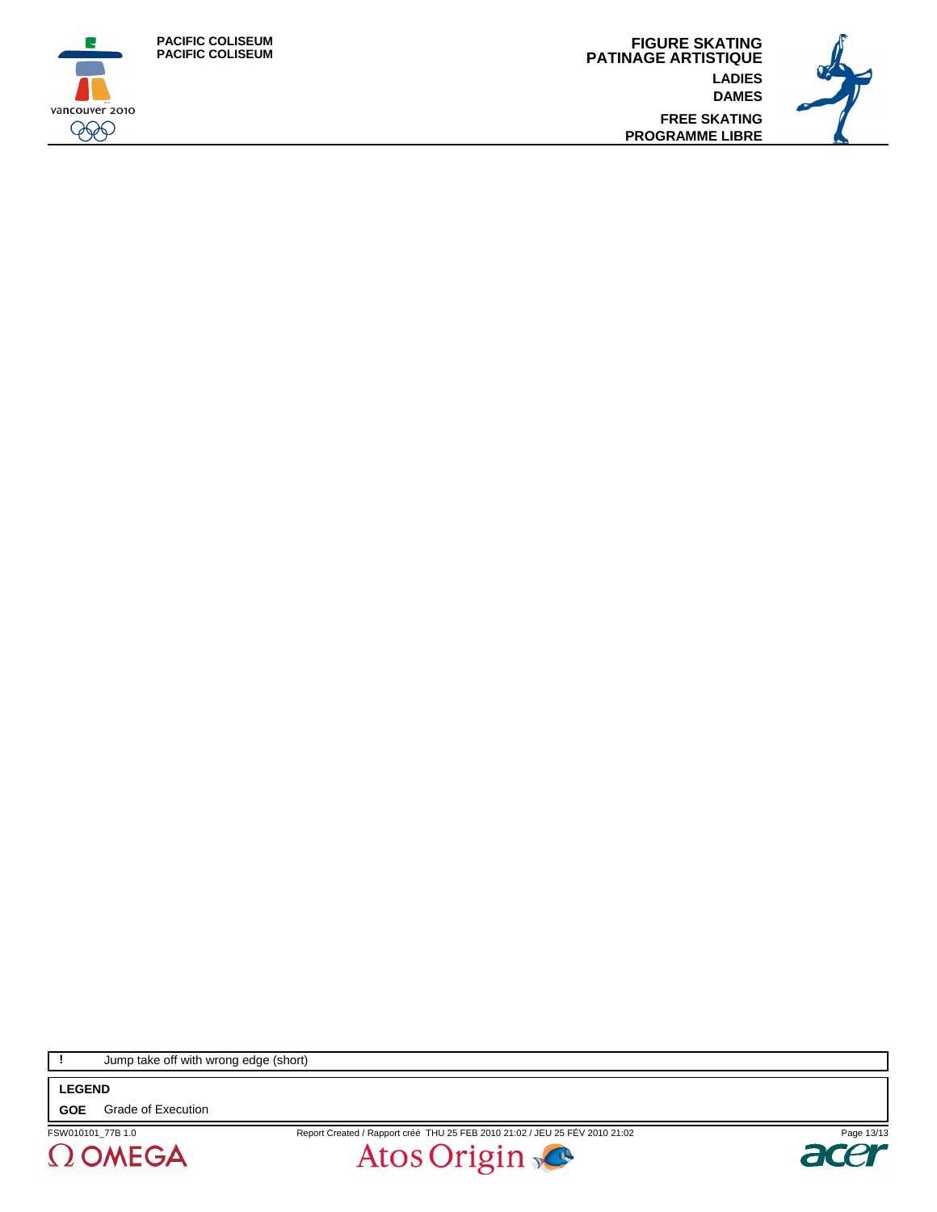| | |
|---|---|
| ! | Jump take off with wrong edge (short) |

**LEGEND**

**GOE** Grade of Execution